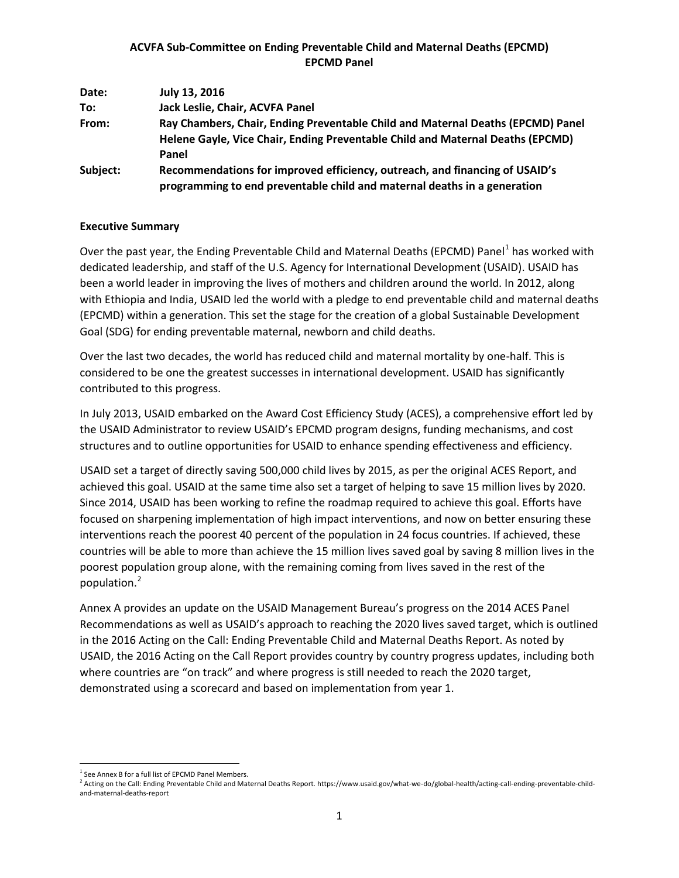**ACVFA Sub-Committee on Ending Preventable Child and Maternal Deaths (EPCMD)**
**EPCMD Panel**

| | |
|---|---|
| **Date:** | **July 13, 2016** |
| **To:** | **Jack Leslie, Chair, ACVFA Panel** |
| **From:** | **Ray Chambers, Chair, Ending Preventable Child and Maternal Deaths (EPCMD) Panel** **Helene Gayle, Vice Chair, Ending Preventable Child and Maternal Deaths (EPCMD) Panel** |
| **Subject:** | **Recommendations for improved efficiency, outreach, and financing of USAID's programming to end preventable child and maternal deaths in a generation** |

## Executive Summary

Over the past year, the Ending Preventable Child and Maternal Deaths (EPCMD) Panel[1] has worked with dedicated leadership, and staff of the U.S. Agency for International Development (USAID). USAID has been a world leader in improving the lives of mothers and children around the world. In 2012, along with Ethiopia and India, USAID led the world with a pledge to end preventable child and maternal deaths (EPCMD) within a generation. This set the stage for the creation of a global Sustainable Development Goal (SDG) for ending preventable maternal, newborn and child deaths.

Over the last two decades, the world has reduced child and maternal mortality by one-half. This is considered to be one the greatest successes in international development. USAID has significantly contributed to this progress.

In July 2013, USAID embarked on the Award Cost Efficiency Study (ACES), a comprehensive effort led by the USAID Administrator to review USAID's EPCMD program designs, funding mechanisms, and cost structures and to outline opportunities for USAID to enhance spending effectiveness and efficiency.

USAID set a target of directly saving 500,000 child lives by 2015, as per the original ACES Report, and achieved this goal. USAID at the same time also set a target of helping to save 15 million lives by 2020. Since 2014, USAID has been working to refine the roadmap required to achieve this goal. Efforts have focused on sharpening implementation of high impact interventions, and now on better ensuring these interventions reach the poorest 40 percent of the population in 24 focus countries. If achieved, these countries will be able to more than achieve the 15 million lives saved goal by saving 8 million lives in the poorest population group alone, with the remaining coming from lives saved in the rest of the population.[2]

Annex A provides an update on the USAID Management Bureau's progress on the 2014 ACES Panel Recommendations as well as USAID's approach to reaching the 2020 lives saved target, which is outlined in the 2016 Acting on the Call: Ending Preventable Child and Maternal Deaths Report. As noted by USAID, the 2016 Acting on the Call Report provides country by country progress updates, including both where countries are "on track" and where progress is still needed to reach the 2020 target, demonstrated using a scorecard and based on implementation from year 1.

---

[1] See Annex B for a full list of EPCMD Panel Members.

[2] Acting on the Call: Ending Preventable Child and Maternal Deaths Report. https://www.usaid.gov/what-we-do/global-health/acting-call-ending-preventable-child-and-maternal-deaths-report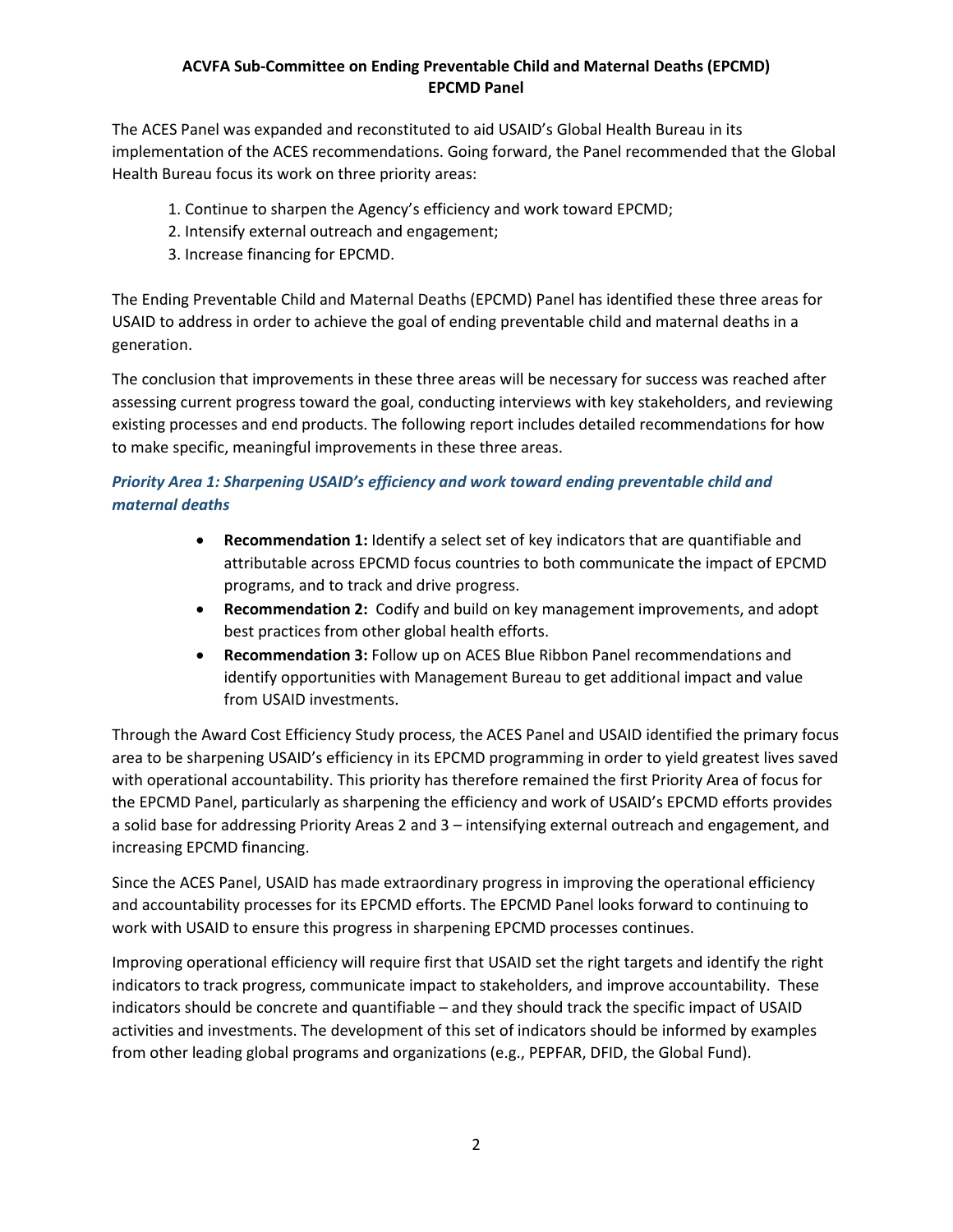**ACVFA Sub-Committee on Ending Preventable Child and Maternal Deaths (EPCMD)**
**EPCMD Panel**

The ACES Panel was expanded and reconstituted to aid USAID's Global Health Bureau in its implementation of the ACES recommendations. Going forward, the Panel recommended that the Global Health Bureau focus its work on three priority areas:

1. Continue to sharpen the Agency's efficiency and work toward EPCMD;
2. Intensify external outreach and engagement;
3. Increase financing for EPCMD.

The Ending Preventable Child and Maternal Deaths (EPCMD) Panel has identified these three areas for USAID to address in order to achieve the goal of ending preventable child and maternal deaths in a generation.

The conclusion that improvements in these three areas will be necessary for success was reached after assessing current progress toward the goal, conducting interviews with key stakeholders, and reviewing existing processes and end products. The following report includes detailed recommendations for how to make specific, meaningful improvements in these three areas.

### *Priority Area 1: Sharpening USAID's efficiency and work toward ending preventable child and maternal deaths*

- **Recommendation 1:** Identify a select set of key indicators that are quantifiable and attributable across EPCMD focus countries to both communicate the impact of EPCMD programs, and to track and drive progress.
- **Recommendation 2:** Codify and build on key management improvements, and adopt best practices from other global health efforts.
- **Recommendation 3:** Follow up on ACES Blue Ribbon Panel recommendations and identify opportunities with Management Bureau to get additional impact and value from USAID investments.

Through the Award Cost Efficiency Study process, the ACES Panel and USAID identified the primary focus area to be sharpening USAID's efficiency in its EPCMD programming in order to yield greatest lives saved with operational accountability. This priority has therefore remained the first Priority Area of focus for the EPCMD Panel, particularly as sharpening the efficiency and work of USAID's EPCMD efforts provides a solid base for addressing Priority Areas 2 and 3 – intensifying external outreach and engagement, and increasing EPCMD financing.

Since the ACES Panel, USAID has made extraordinary progress in improving the operational efficiency and accountability processes for its EPCMD efforts. The EPCMD Panel looks forward to continuing to work with USAID to ensure this progress in sharpening EPCMD processes continues.

Improving operational efficiency will require first that USAID set the right targets and identify the right indicators to track progress, communicate impact to stakeholders, and improve accountability. These indicators should be concrete and quantifiable – and they should track the specific impact of USAID activities and investments. The development of this set of indicators should be informed by examples from other leading global programs and organizations (e.g., PEPFAR, DFID, the Global Fund).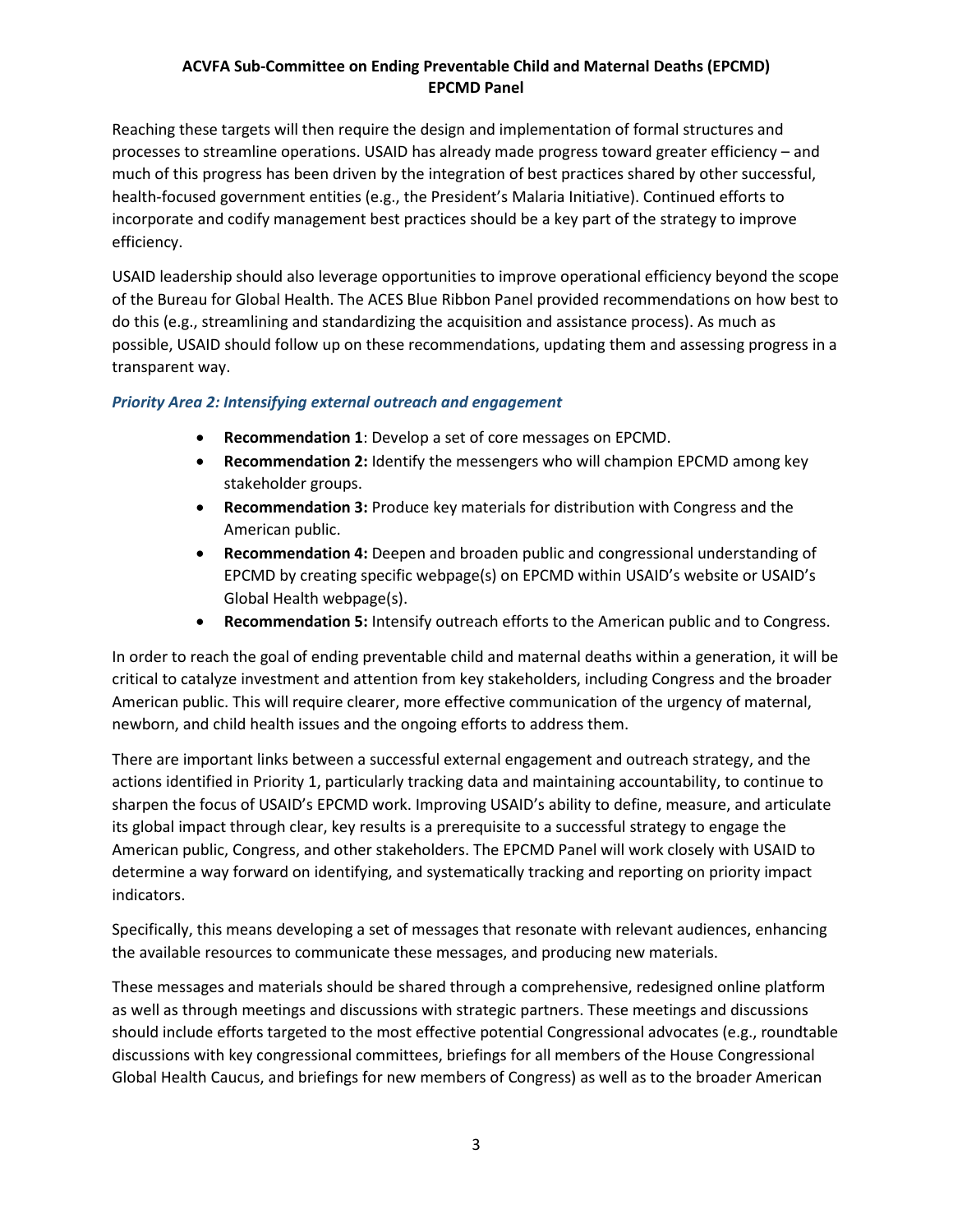Reaching these targets will then require the design and implementation of formal structures and processes to streamline operations. USAID has already made progress toward greater efficiency – and much of this progress has been driven by the integration of best practices shared by other successful, health-focused government entities (e.g., the President's Malaria Initiative). Continued efforts to incorporate and codify management best practices should be a key part of the strategy to improve efficiency.

USAID leadership should also leverage opportunities to improve operational efficiency beyond the scope of the Bureau for Global Health. The ACES Blue Ribbon Panel provided recommendations on how best to do this (e.g., streamlining and standardizing the acquisition and assistance process). As much as possible, USAID should follow up on these recommendations, updating them and assessing progress in a transparent way.

### *Priority Area 2: Intensifying external outreach and engagement*

- **Recommendation 1**: Develop a set of core messages on EPCMD.
- **Recommendation 2:** Identify the messengers who will champion EPCMD among key stakeholder groups.
- **Recommendation 3:** Produce key materials for distribution with Congress and the American public.
- **Recommendation 4:** Deepen and broaden public and congressional understanding of EPCMD by creating specific webpage(s) on EPCMD within USAID's website or USAID's Global Health webpage(s).
- **Recommendation 5:** Intensify outreach efforts to the American public and to Congress.

In order to reach the goal of ending preventable child and maternal deaths within a generation, it will be critical to catalyze investment and attention from key stakeholders, including Congress and the broader American public. This will require clearer, more effective communication of the urgency of maternal, newborn, and child health issues and the ongoing efforts to address them.

There are important links between a successful external engagement and outreach strategy, and the actions identified in Priority 1, particularly tracking data and maintaining accountability, to continue to sharpen the focus of USAID's EPCMD work. Improving USAID's ability to define, measure, and articulate its global impact through clear, key results is a prerequisite to a successful strategy to engage the American public, Congress, and other stakeholders. The EPCMD Panel will work closely with USAID to determine a way forward on identifying, and systematically tracking and reporting on priority impact indicators.

Specifically, this means developing a set of messages that resonate with relevant audiences, enhancing the available resources to communicate these messages, and producing new materials.

These messages and materials should be shared through a comprehensive, redesigned online platform as well as through meetings and discussions with strategic partners. These meetings and discussions should include efforts targeted to the most effective potential Congressional advocates (e.g., roundtable discussions with key congressional committees, briefings for all members of the House Congressional Global Health Caucus, and briefings for new members of Congress) as well as to the broader American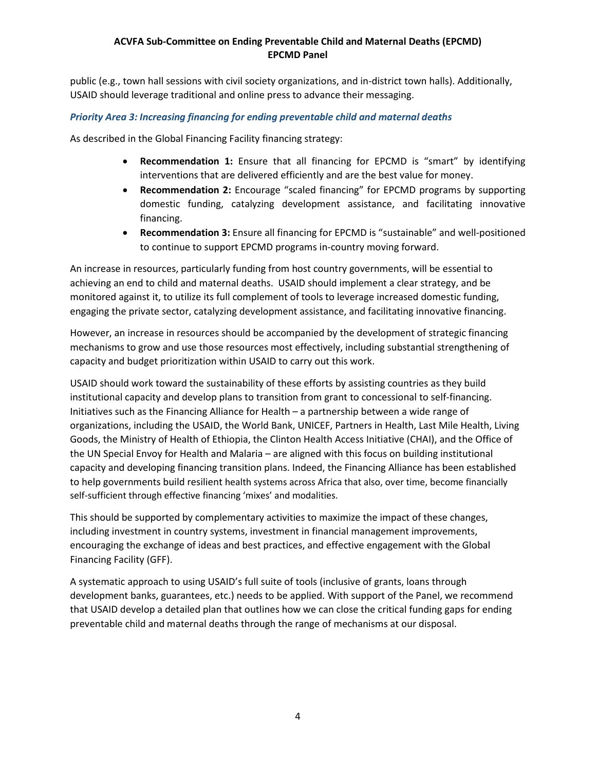public (e.g., town hall sessions with civil society organizations, and in-district town halls). Additionally, USAID should leverage traditional and online press to advance their messaging.

### *Priority Area 3: Increasing financing for ending preventable child and maternal deaths*

As described in the Global Financing Facility financing strategy:

- **Recommendation 1:** Ensure that all financing for EPCMD is "smart" by identifying interventions that are delivered efficiently and are the best value for money.
- **Recommendation 2:** Encourage "scaled financing" for EPCMD programs by supporting domestic funding, catalyzing development assistance, and facilitating innovative financing.
- **Recommendation 3:** Ensure all financing for EPCMD is "sustainable" and well-positioned to continue to support EPCMD programs in-country moving forward.

An increase in resources, particularly funding from host country governments, will be essential to achieving an end to child and maternal deaths. USAID should implement a clear strategy, and be monitored against it, to utilize its full complement of tools to leverage increased domestic funding, engaging the private sector, catalyzing development assistance, and facilitating innovative financing.

However, an increase in resources should be accompanied by the development of strategic financing mechanisms to grow and use those resources most effectively, including substantial strengthening of capacity and budget prioritization within USAID to carry out this work.

USAID should work toward the sustainability of these efforts by assisting countries as they build institutional capacity and develop plans to transition from grant to concessional to self-financing. Initiatives such as the Financing Alliance for Health – a partnership between a wide range of organizations, including the USAID, the World Bank, UNICEF, Partners in Health, Last Mile Health, Living Goods, the Ministry of Health of Ethiopia, the Clinton Health Access Initiative (CHAI), and the Office of the UN Special Envoy for Health and Malaria – are aligned with this focus on building institutional capacity and developing financing transition plans. Indeed, the Financing Alliance has been established to help governments build resilient health systems across Africa that also, over time, become financially self-sufficient through effective financing 'mixes' and modalities.

This should be supported by complementary activities to maximize the impact of these changes, including investment in country systems, investment in financial management improvements, encouraging the exchange of ideas and best practices, and effective engagement with the Global Financing Facility (GFF).

A systematic approach to using USAID's full suite of tools (inclusive of grants, loans through development banks, guarantees, etc.) needs to be applied. With support of the Panel, we recommend that USAID develop a detailed plan that outlines how we can close the critical funding gaps for ending preventable child and maternal deaths through the range of mechanisms at our disposal.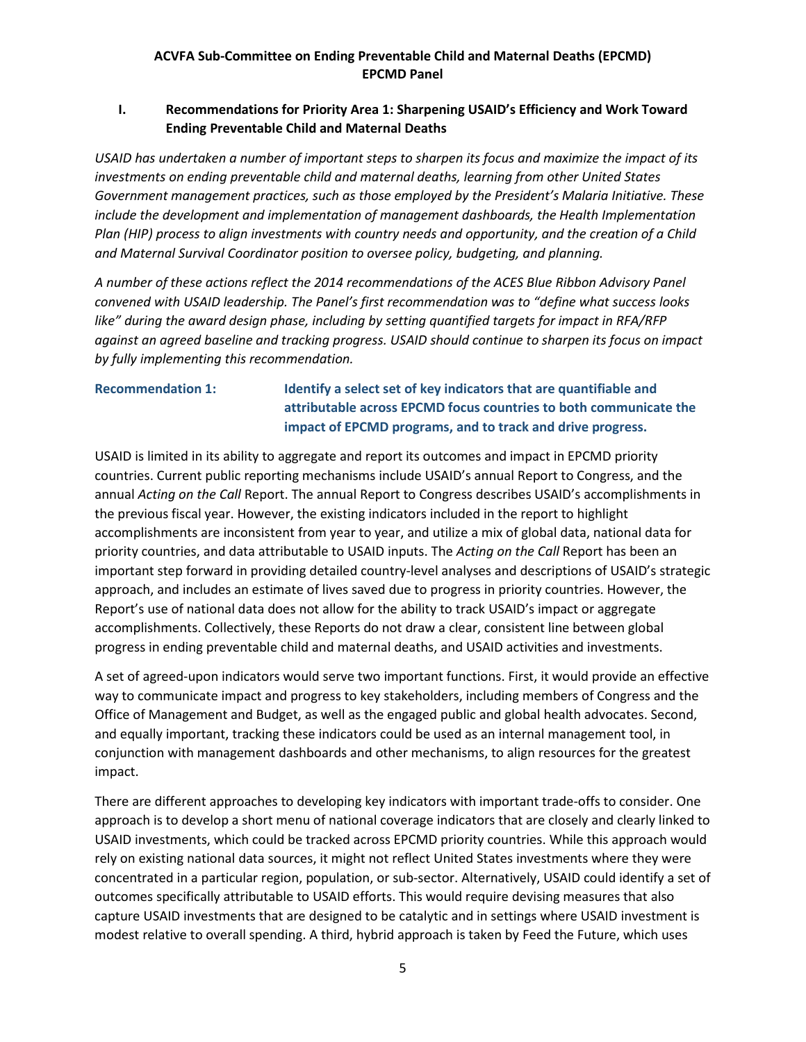**ACVFA Sub-Committee on Ending Preventable Child and Maternal Deaths (EPCMD)**
**EPCMD Panel**

## I. Recommendations for Priority Area 1: Sharpening USAID's Efficiency and Work Toward Ending Preventable Child and Maternal Deaths

*USAID has undertaken a number of important steps to sharpen its focus and maximize the impact of its investments on ending preventable child and maternal deaths, learning from other United States Government management practices, such as those employed by the President's Malaria Initiative. These include the development and implementation of management dashboards, the Health Implementation Plan (HIP) process to align investments with country needs and opportunity, and the creation of a Child and Maternal Survival Coordinator position to oversee policy, budgeting, and planning.*

*A number of these actions reflect the 2014 recommendations of the ACES Blue Ribbon Advisory Panel convened with USAID leadership. The Panel's first recommendation was to "define what success looks like" during the award design phase, including by setting quantified targets for impact in RFA/RFP against an agreed baseline and tracking progress. USAID should continue to sharpen its focus on impact by fully implementing this recommendation.*

**Recommendation 1: Identify a select set of key indicators that are quantifiable and attributable across EPCMD focus countries to both communicate the impact of EPCMD programs, and to track and drive progress.**

USAID is limited in its ability to aggregate and report its outcomes and impact in EPCMD priority countries. Current public reporting mechanisms include USAID's annual Report to Congress, and the annual *Acting on the Call* Report. The annual Report to Congress describes USAID's accomplishments in the previous fiscal year. However, the existing indicators included in the report to highlight accomplishments are inconsistent from year to year, and utilize a mix of global data, national data for priority countries, and data attributable to USAID inputs. The *Acting on the Call* Report has been an important step forward in providing detailed country-level analyses and descriptions of USAID's strategic approach, and includes an estimate of lives saved due to progress in priority countries. However, the Report's use of national data does not allow for the ability to track USAID's impact or aggregate accomplishments. Collectively, these Reports do not draw a clear, consistent line between global progress in ending preventable child and maternal deaths, and USAID activities and investments.

A set of agreed-upon indicators would serve two important functions. First, it would provide an effective way to communicate impact and progress to key stakeholders, including members of Congress and the Office of Management and Budget, as well as the engaged public and global health advocates. Second, and equally important, tracking these indicators could be used as an internal management tool, in conjunction with management dashboards and other mechanisms, to align resources for the greatest impact.

There are different approaches to developing key indicators with important trade-offs to consider. One approach is to develop a short menu of national coverage indicators that are closely and clearly linked to USAID investments, which could be tracked across EPCMD priority countries. While this approach would rely on existing national data sources, it might not reflect United States investments where they were concentrated in a particular region, population, or sub-sector. Alternatively, USAID could identify a set of outcomes specifically attributable to USAID efforts. This would require devising measures that also capture USAID investments that are designed to be catalytic and in settings where USAID investment is modest relative to overall spending. A third, hybrid approach is taken by Feed the Future, which uses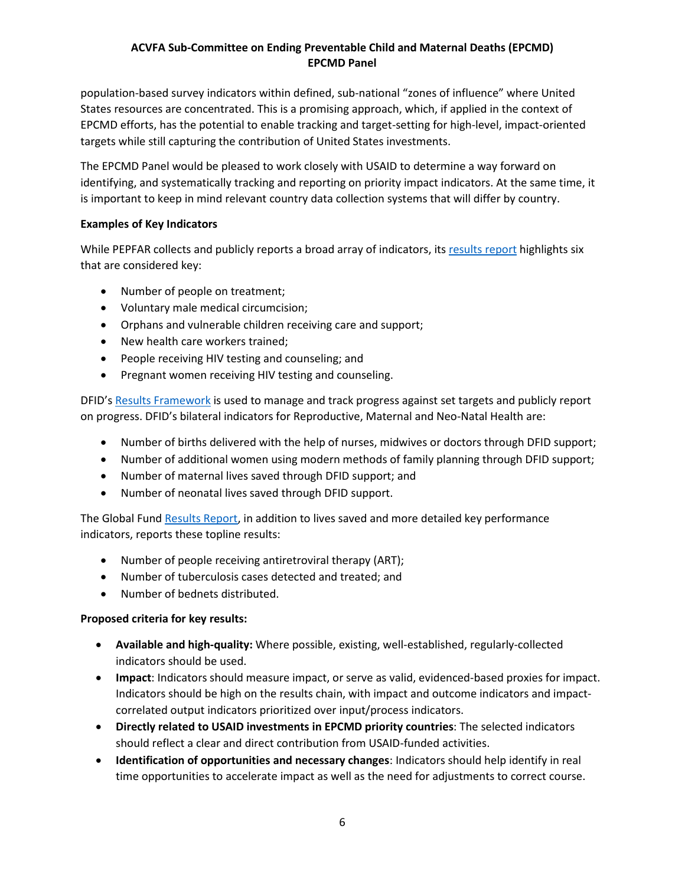population-based survey indicators within defined, sub-national "zones of influence" where United States resources are concentrated. This is a promising approach, which, if applied in the context of EPCMD efforts, has the potential to enable tracking and target-setting for high-level, impact-oriented targets while still capturing the contribution of United States investments.

The EPCMD Panel would be pleased to work closely with USAID to determine a way forward on identifying, and systematically tracking and reporting on priority impact indicators. At the same time, it is important to keep in mind relevant country data collection systems that will differ by country.

**Examples of Key Indicators**

While PEPFAR collects and publicly reports a broad array of indicators, its results report highlights six that are considered key:

- Number of people on treatment;
- Voluntary male medical circumcision;
- Orphans and vulnerable children receiving care and support;
- New health care workers trained;
- People receiving HIV testing and counseling; and
- Pregnant women receiving HIV testing and counseling.

DFID's Results Framework is used to manage and track progress against set targets and publicly report on progress. DFID's bilateral indicators for Reproductive, Maternal and Neo-Natal Health are:

- Number of births delivered with the help of nurses, midwives or doctors through DFID support;
- Number of additional women using modern methods of family planning through DFID support;
- Number of maternal lives saved through DFID support; and
- Number of neonatal lives saved through DFID support.

The Global Fund Results Report, in addition to lives saved and more detailed key performance indicators, reports these topline results:

- Number of people receiving antiretroviral therapy (ART);
- Number of tuberculosis cases detected and treated; and
- Number of bednets distributed.

**Proposed criteria for key results:**

- **Available and high-quality:** Where possible, existing, well-established, regularly-collected indicators should be used.
- **Impact**: Indicators should measure impact, or serve as valid, evidenced-based proxies for impact. Indicators should be high on the results chain, with impact and outcome indicators and impact-correlated output indicators prioritized over input/process indicators.
- **Directly related to USAID investments in EPCMD priority countries**: The selected indicators should reflect a clear and direct contribution from USAID-funded activities.
- **Identification of opportunities and necessary changes**: Indicators should help identify in real time opportunities to accelerate impact as well as the need for adjustments to correct course.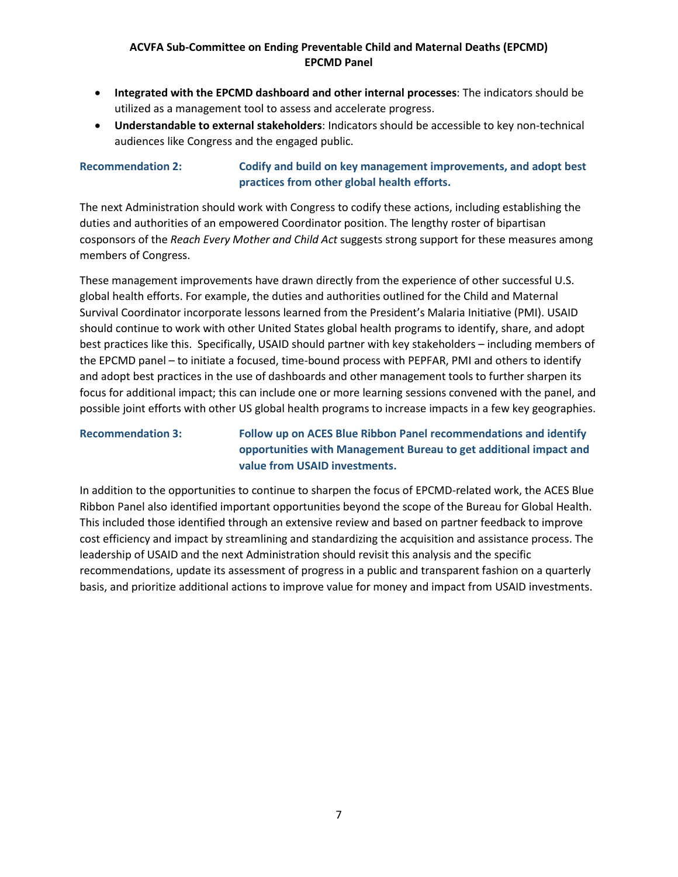- **Integrated with the EPCMD dashboard and other internal processes**: The indicators should be utilized as a management tool to assess and accelerate progress.
- **Understandable to external stakeholders**: Indicators should be accessible to key non-technical audiences like Congress and the engaged public.

### Recommendation 2: Codify and build on key management improvements, and adopt best practices from other global health efforts.

The next Administration should work with Congress to codify these actions, including establishing the duties and authorities of an empowered Coordinator position. The lengthy roster of bipartisan cosponsors of the *Reach Every Mother and Child Act* suggests strong support for these measures among members of Congress.

These management improvements have drawn directly from the experience of other successful U.S. global health efforts. For example, the duties and authorities outlined for the Child and Maternal Survival Coordinator incorporate lessons learned from the President's Malaria Initiative (PMI). USAID should continue to work with other United States global health programs to identify, share, and adopt best practices like this. Specifically, USAID should partner with key stakeholders – including members of the EPCMD panel – to initiate a focused, time-bound process with PEPFAR, PMI and others to identify and adopt best practices in the use of dashboards and other management tools to further sharpen its focus for additional impact; this can include one or more learning sessions convened with the panel, and possible joint efforts with other US global health programs to increase impacts in a few key geographies.

### Recommendation 3: Follow up on ACES Blue Ribbon Panel recommendations and identify opportunities with Management Bureau to get additional impact and value from USAID investments.

In addition to the opportunities to continue to sharpen the focus of EPCMD-related work, the ACES Blue Ribbon Panel also identified important opportunities beyond the scope of the Bureau for Global Health. This included those identified through an extensive review and based on partner feedback to improve cost efficiency and impact by streamlining and standardizing the acquisition and assistance process. The leadership of USAID and the next Administration should revisit this analysis and the specific recommendations, update its assessment of progress in a public and transparent fashion on a quarterly basis, and prioritize additional actions to improve value for money and impact from USAID investments.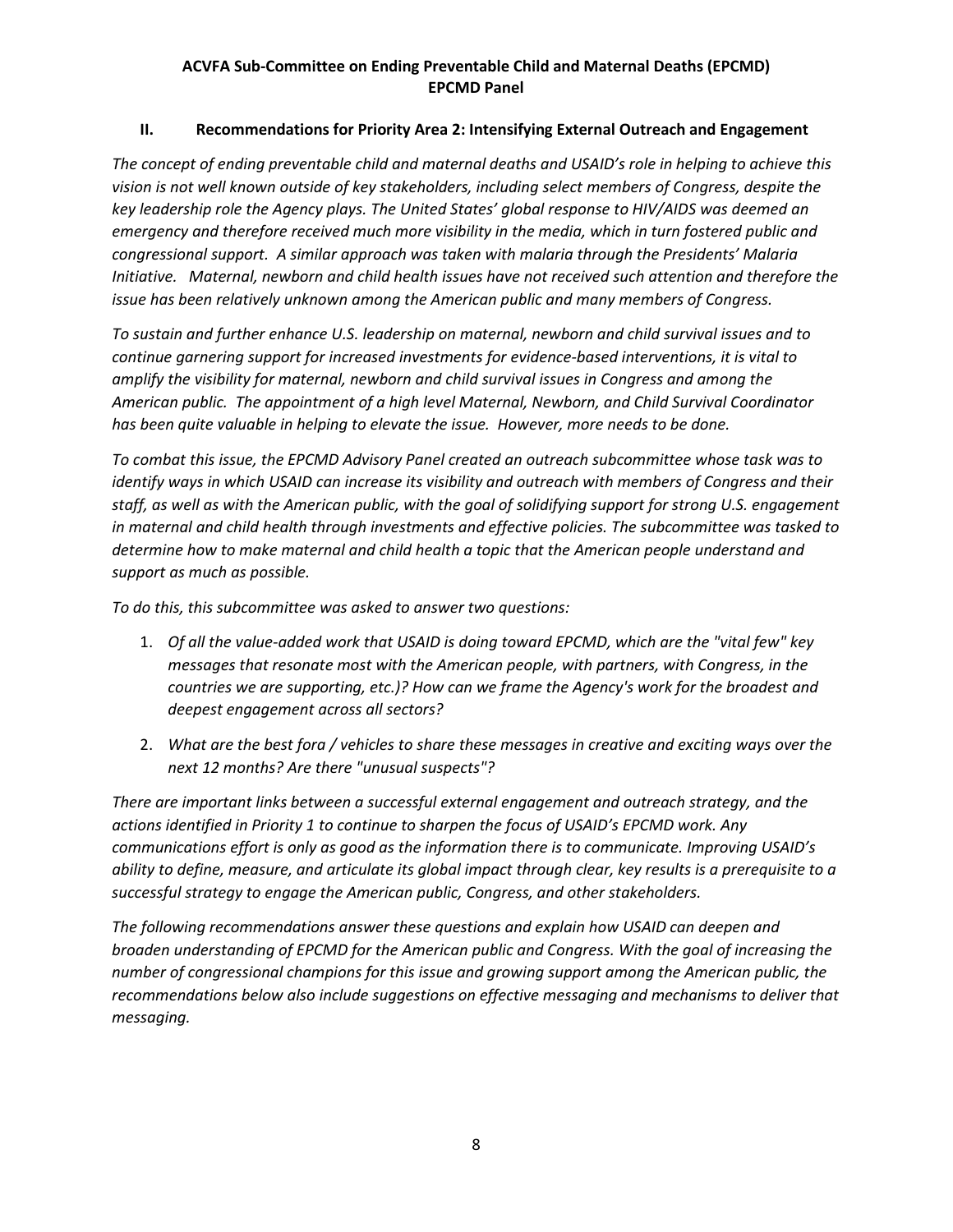**ACVFA Sub-Committee on Ending Preventable Child and Maternal Deaths (EPCMD)**
**EPCMD Panel**

## II. Recommendations for Priority Area 2: Intensifying External Outreach and Engagement

*The concept of ending preventable child and maternal deaths and USAID's role in helping to achieve this vision is not well known outside of key stakeholders, including select members of Congress, despite the key leadership role the Agency plays. The United States' global response to HIV/AIDS was deemed an emergency and therefore received much more visibility in the media, which in turn fostered public and congressional support. A similar approach was taken with malaria through the Presidents' Malaria Initiative. Maternal, newborn and child health issues have not received such attention and therefore the issue has been relatively unknown among the American public and many members of Congress.*

*To sustain and further enhance U.S. leadership on maternal, newborn and child survival issues and to continue garnering support for increased investments for evidence-based interventions, it is vital to amplify the visibility for maternal, newborn and child survival issues in Congress and among the American public. The appointment of a high level Maternal, Newborn, and Child Survival Coordinator has been quite valuable in helping to elevate the issue. However, more needs to be done.*

*To combat this issue, the EPCMD Advisory Panel created an outreach subcommittee whose task was to identify ways in which USAID can increase its visibility and outreach with members of Congress and their staff, as well as with the American public, with the goal of solidifying support for strong U.S. engagement in maternal and child health through investments and effective policies. The subcommittee was tasked to determine how to make maternal and child health a topic that the American people understand and support as much as possible.*

*To do this, this subcommittee was asked to answer two questions:*

1. *Of all the value-added work that USAID is doing toward EPCMD, which are the "vital few" key messages that resonate most with the American people, with partners, with Congress, in the countries we are supporting, etc.)? How can we frame the Agency's work for the broadest and deepest engagement across all sectors?*
2. *What are the best fora / vehicles to share these messages in creative and exciting ways over the next 12 months? Are there "unusual suspects"?*

*There are important links between a successful external engagement and outreach strategy, and the actions identified in Priority 1 to continue to sharpen the focus of USAID's EPCMD work. Any communications effort is only as good as the information there is to communicate. Improving USAID's ability to define, measure, and articulate its global impact through clear, key results is a prerequisite to a successful strategy to engage the American public, Congress, and other stakeholders.*

*The following recommendations answer these questions and explain how USAID can deepen and broaden understanding of EPCMD for the American public and Congress. With the goal of increasing the number of congressional champions for this issue and growing support among the American public, the recommendations below also include suggestions on effective messaging and mechanisms to deliver that messaging.*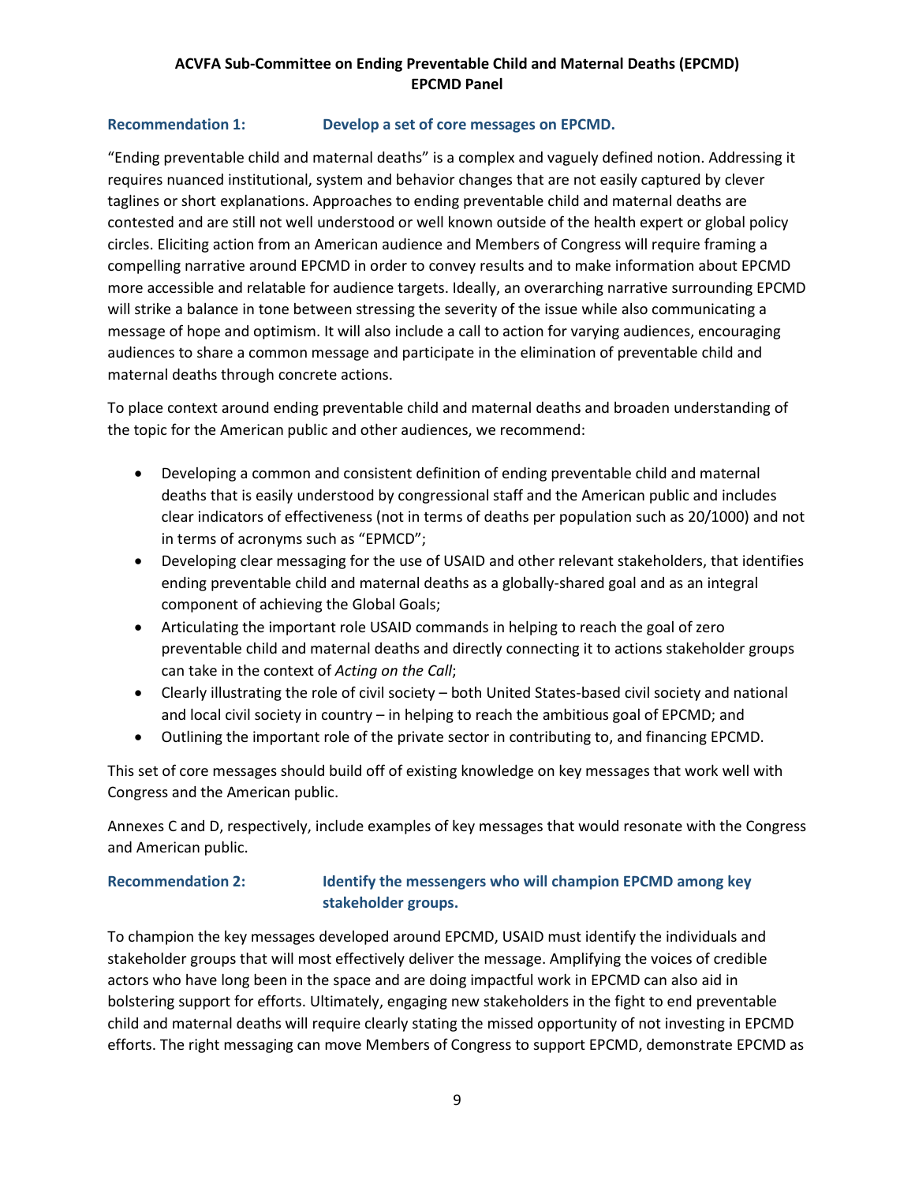**ACVFA Sub-Committee on Ending Preventable Child and Maternal Deaths (EPCMD)**
**EPCMD Panel**

### Recommendation 1: Develop a set of core messages on EPCMD.

"Ending preventable child and maternal deaths" is a complex and vaguely defined notion. Addressing it requires nuanced institutional, system and behavior changes that are not easily captured by clever taglines or short explanations. Approaches to ending preventable child and maternal deaths are contested and are still not well understood or well known outside of the health expert or global policy circles. Eliciting action from an American audience and Members of Congress will require framing a compelling narrative around EPCMD in order to convey results and to make information about EPCMD more accessible and relatable for audience targets. Ideally, an overarching narrative surrounding EPCMD will strike a balance in tone between stressing the severity of the issue while also communicating a message of hope and optimism. It will also include a call to action for varying audiences, encouraging audiences to share a common message and participate in the elimination of preventable child and maternal deaths through concrete actions.

To place context around ending preventable child and maternal deaths and broaden understanding of the topic for the American public and other audiences, we recommend:

- Developing a common and consistent definition of ending preventable child and maternal deaths that is easily understood by congressional staff and the American public and includes clear indicators of effectiveness (not in terms of deaths per population such as 20/1000) and not in terms of acronyms such as "EPMCD";
- Developing clear messaging for the use of USAID and other relevant stakeholders, that identifies ending preventable child and maternal deaths as a globally-shared goal and as an integral component of achieving the Global Goals;
- Articulating the important role USAID commands in helping to reach the goal of zero preventable child and maternal deaths and directly connecting it to actions stakeholder groups can take in the context of *Acting on the Call*;
- Clearly illustrating the role of civil society – both United States-based civil society and national and local civil society in country – in helping to reach the ambitious goal of EPCMD; and
- Outlining the important role of the private sector in contributing to, and financing EPCMD.

This set of core messages should build off of existing knowledge on key messages that work well with Congress and the American public.

Annexes C and D, respectively, include examples of key messages that would resonate with the Congress and American public.

### Recommendation 2: Identify the messengers who will champion EPCMD among key stakeholder groups.

To champion the key messages developed around EPCMD, USAID must identify the individuals and stakeholder groups that will most effectively deliver the message. Amplifying the voices of credible actors who have long been in the space and are doing impactful work in EPCMD can also aid in bolstering support for efforts. Ultimately, engaging new stakeholders in the fight to end preventable child and maternal deaths will require clearly stating the missed opportunity of not investing in EPCMD efforts. The right messaging can move Members of Congress to support EPCMD, demonstrate EPCMD as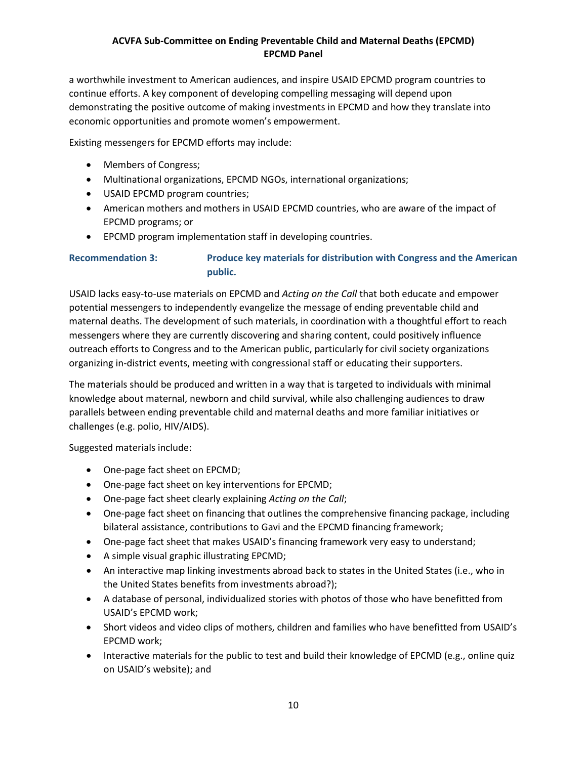a worthwhile investment to American audiences, and inspire USAID EPCMD program countries to continue efforts. A key component of developing compelling messaging will depend upon demonstrating the positive outcome of making investments in EPCMD and how they translate into economic opportunities and promote women's empowerment.

Existing messengers for EPCMD efforts may include:

- Members of Congress;
- Multinational organizations, EPCMD NGOs, international organizations;
- USAID EPCMD program countries;
- American mothers and mothers in USAID EPCMD countries, who are aware of the impact of EPCMD programs; or
- EPCMD program implementation staff in developing countries.

### Recommendation 3: Produce key materials for distribution with Congress and the American public.

USAID lacks easy-to-use materials on EPCMD and *Acting on the Call* that both educate and empower potential messengers to independently evangelize the message of ending preventable child and maternal deaths. The development of such materials, in coordination with a thoughtful effort to reach messengers where they are currently discovering and sharing content, could positively influence outreach efforts to Congress and to the American public, particularly for civil society organizations organizing in-district events, meeting with congressional staff or educating their supporters.

The materials should be produced and written in a way that is targeted to individuals with minimal knowledge about maternal, newborn and child survival, while also challenging audiences to draw parallels between ending preventable child and maternal deaths and more familiar initiatives or challenges (e.g. polio, HIV/AIDS).

Suggested materials include:

- One-page fact sheet on EPCMD;
- One-page fact sheet on key interventions for EPCMD;
- One-page fact sheet clearly explaining *Acting on the Call*;
- One-page fact sheet on financing that outlines the comprehensive financing package, including bilateral assistance, contributions to Gavi and the EPCMD financing framework;
- One-page fact sheet that makes USAID's financing framework very easy to understand;
- A simple visual graphic illustrating EPCMD;
- An interactive map linking investments abroad back to states in the United States (i.e., who in the United States benefits from investments abroad?);
- A database of personal, individualized stories with photos of those who have benefitted from USAID's EPCMD work;
- Short videos and video clips of mothers, children and families who have benefitted from USAID's EPCMD work;
- Interactive materials for the public to test and build their knowledge of EPCMD (e.g., online quiz on USAID's website); and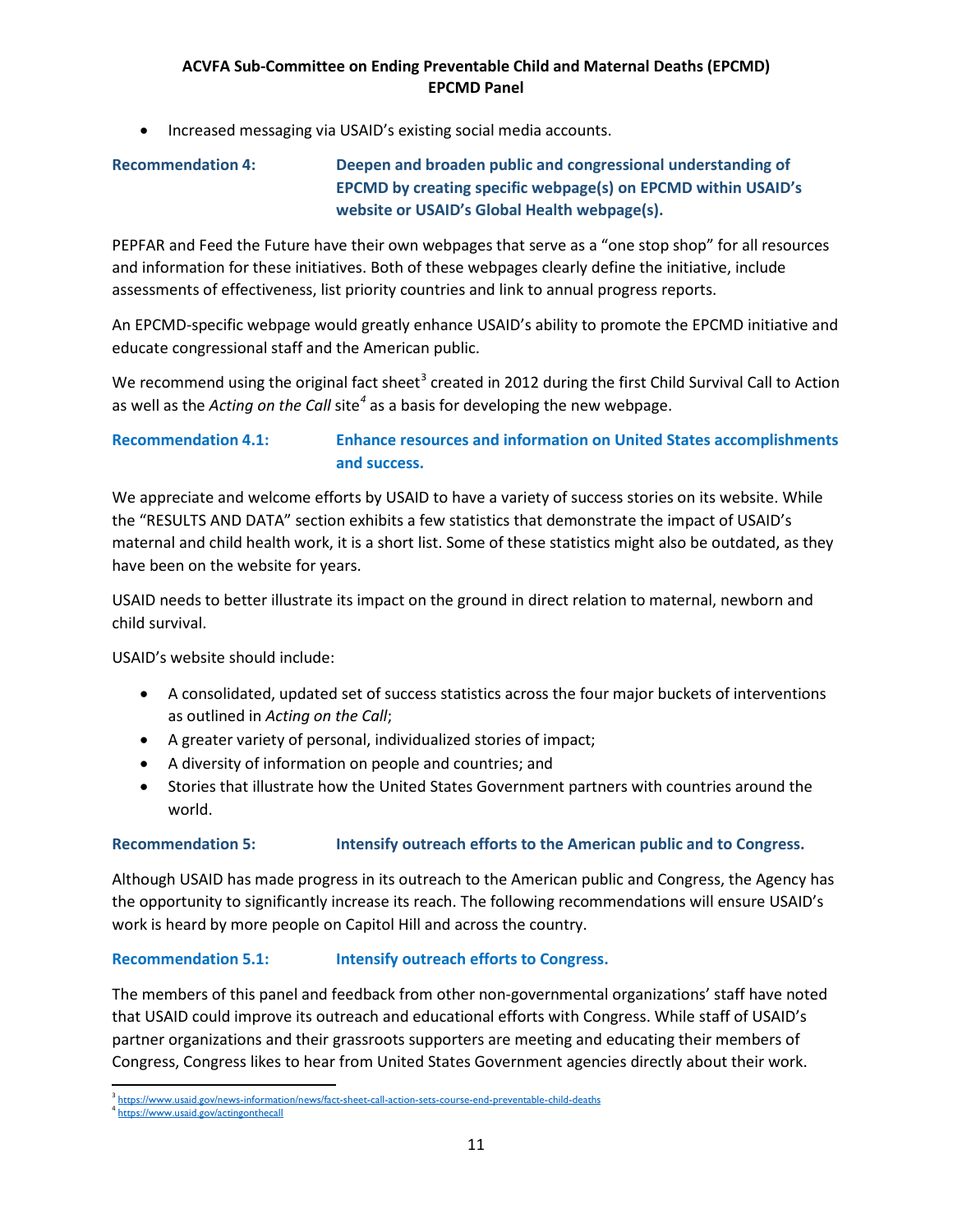- Increased messaging via USAID's existing social media accounts.

### Recommendation 4: Deepen and broaden public and congressional understanding of EPCMD by creating specific webpage(s) on EPCMD within USAID's website or USAID's Global Health webpage(s).

PEPFAR and Feed the Future have their own webpages that serve as a "one stop shop" for all resources and information for these initiatives. Both of these webpages clearly define the initiative, include assessments of effectiveness, list priority countries and link to annual progress reports.

An EPCMD-specific webpage would greatly enhance USAID's ability to promote the EPCMD initiative and educate congressional staff and the American public.

We recommend using the original fact sheet[3] created in 2012 during the first Child Survival Call to Action as well as the *Acting on the Call* site[4] as a basis for developing the new webpage.

### Recommendation 4.1: Enhance resources and information on United States accomplishments and success.

We appreciate and welcome efforts by USAID to have a variety of success stories on its website. While the "RESULTS AND DATA" section exhibits a few statistics that demonstrate the impact of USAID's maternal and child health work, it is a short list. Some of these statistics might also be outdated, as they have been on the website for years.

USAID needs to better illustrate its impact on the ground in direct relation to maternal, newborn and child survival.

USAID's website should include:

- A consolidated, updated set of success statistics across the four major buckets of interventions as outlined in *Acting on the Call*;
- A greater variety of personal, individualized stories of impact;
- A diversity of information on people and countries; and
- Stories that illustrate how the United States Government partners with countries around the world.

### Recommendation 5: Intensify outreach efforts to the American public and to Congress.

Although USAID has made progress in its outreach to the American public and Congress, the Agency has the opportunity to significantly increase its reach. The following recommendations will ensure USAID's work is heard by more people on Capitol Hill and across the country.

### Recommendation 5.1: Intensify outreach efforts to Congress.

The members of this panel and feedback from other non-governmental organizations' staff have noted that USAID could improve its outreach and educational efforts with Congress. While staff of USAID's partner organizations and their grassroots supporters are meeting and educating their members of Congress, Congress likes to hear from United States Government agencies directly about their work.

---

[3] https://www.usaid.gov/news-information/news/fact-sheet-call-action-sets-course-end-preventable-child-deaths

[4] https://www.usaid.gov/actingonthecall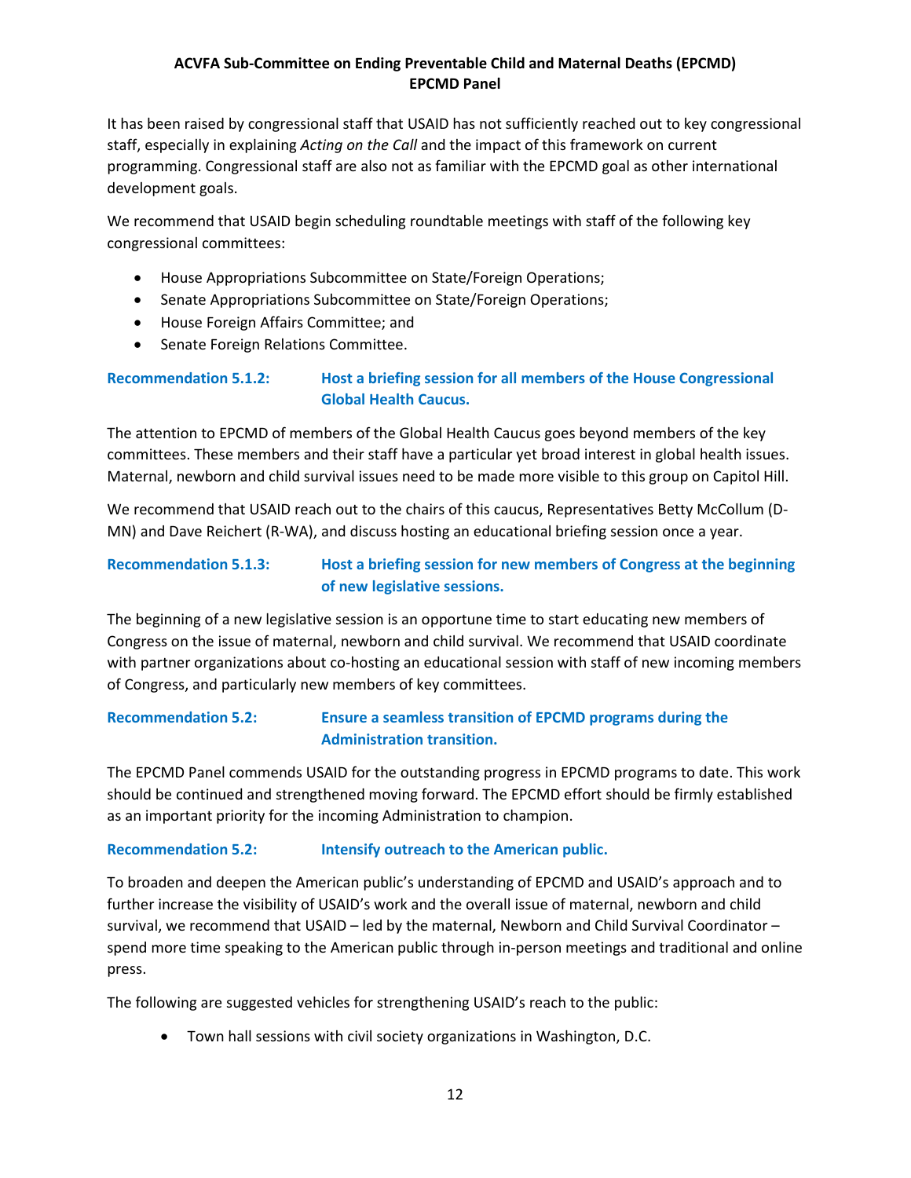It has been raised by congressional staff that USAID has not sufficiently reached out to key congressional staff, especially in explaining *Acting on the Call* and the impact of this framework on current programming. Congressional staff are also not as familiar with the EPCMD goal as other international development goals.

We recommend that USAID begin scheduling roundtable meetings with staff of the following key congressional committees:

- House Appropriations Subcommittee on State/Foreign Operations;
- Senate Appropriations Subcommittee on State/Foreign Operations;
- House Foreign Affairs Committee; and
- Senate Foreign Relations Committee.

### Recommendation 5.1.2: Host a briefing session for all members of the House Congressional Global Health Caucus.

The attention to EPCMD of members of the Global Health Caucus goes beyond members of the key committees. These members and their staff have a particular yet broad interest in global health issues. Maternal, newborn and child survival issues need to be made more visible to this group on Capitol Hill.

We recommend that USAID reach out to the chairs of this caucus, Representatives Betty McCollum (D-MN) and Dave Reichert (R-WA), and discuss hosting an educational briefing session once a year.

### Recommendation 5.1.3: Host a briefing session for new members of Congress at the beginning of new legislative sessions.

The beginning of a new legislative session is an opportune time to start educating new members of Congress on the issue of maternal, newborn and child survival. We recommend that USAID coordinate with partner organizations about co-hosting an educational session with staff of new incoming members of Congress, and particularly new members of key committees.

### Recommendation 5.2: Ensure a seamless transition of EPCMD programs during the Administration transition.

The EPCMD Panel commends USAID for the outstanding progress in EPCMD programs to date. This work should be continued and strengthened moving forward. The EPCMD effort should be firmly established as an important priority for the incoming Administration to champion.

### Recommendation 5.2: Intensify outreach to the American public.

To broaden and deepen the American public's understanding of EPCMD and USAID's approach and to further increase the visibility of USAID's work and the overall issue of maternal, newborn and child survival, we recommend that USAID – led by the maternal, Newborn and Child Survival Coordinator – spend more time speaking to the American public through in-person meetings and traditional and online press.

The following are suggested vehicles for strengthening USAID's reach to the public:

- Town hall sessions with civil society organizations in Washington, D.C.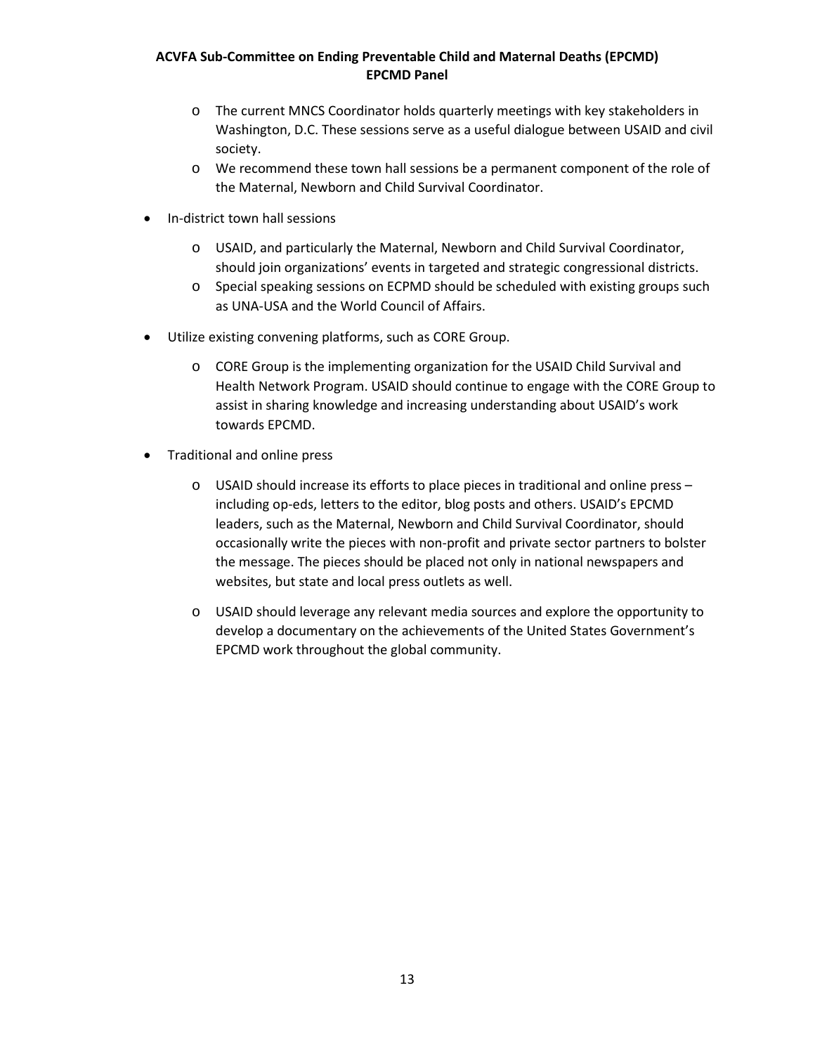- The current MNCS Coordinator holds quarterly meetings with key stakeholders in Washington, D.C. These sessions serve as a useful dialogue between USAID and civil society.
  - We recommend these town hall sessions be a permanent component of the role of the Maternal, Newborn and Child Survival Coordinator.

- In-district town hall sessions
  - USAID, and particularly the Maternal, Newborn and Child Survival Coordinator, should join organizations' events in targeted and strategic congressional districts.
  - Special speaking sessions on ECPMD should be scheduled with existing groups such as UNA-USA and the World Council of Affairs.

- Utilize existing convening platforms, such as CORE Group.
  - CORE Group is the implementing organization for the USAID Child Survival and Health Network Program. USAID should continue to engage with the CORE Group to assist in sharing knowledge and increasing understanding about USAID's work towards EPCMD.

- Traditional and online press
  - USAID should increase its efforts to place pieces in traditional and online press – including op-eds, letters to the editor, blog posts and others. USAID's EPCMD leaders, such as the Maternal, Newborn and Child Survival Coordinator, should occasionally write the pieces with non-profit and private sector partners to bolster the message. The pieces should be placed not only in national newspapers and websites, but state and local press outlets as well.
  - USAID should leverage any relevant media sources and explore the opportunity to develop a documentary on the achievements of the United States Government's EPCMD work throughout the global community.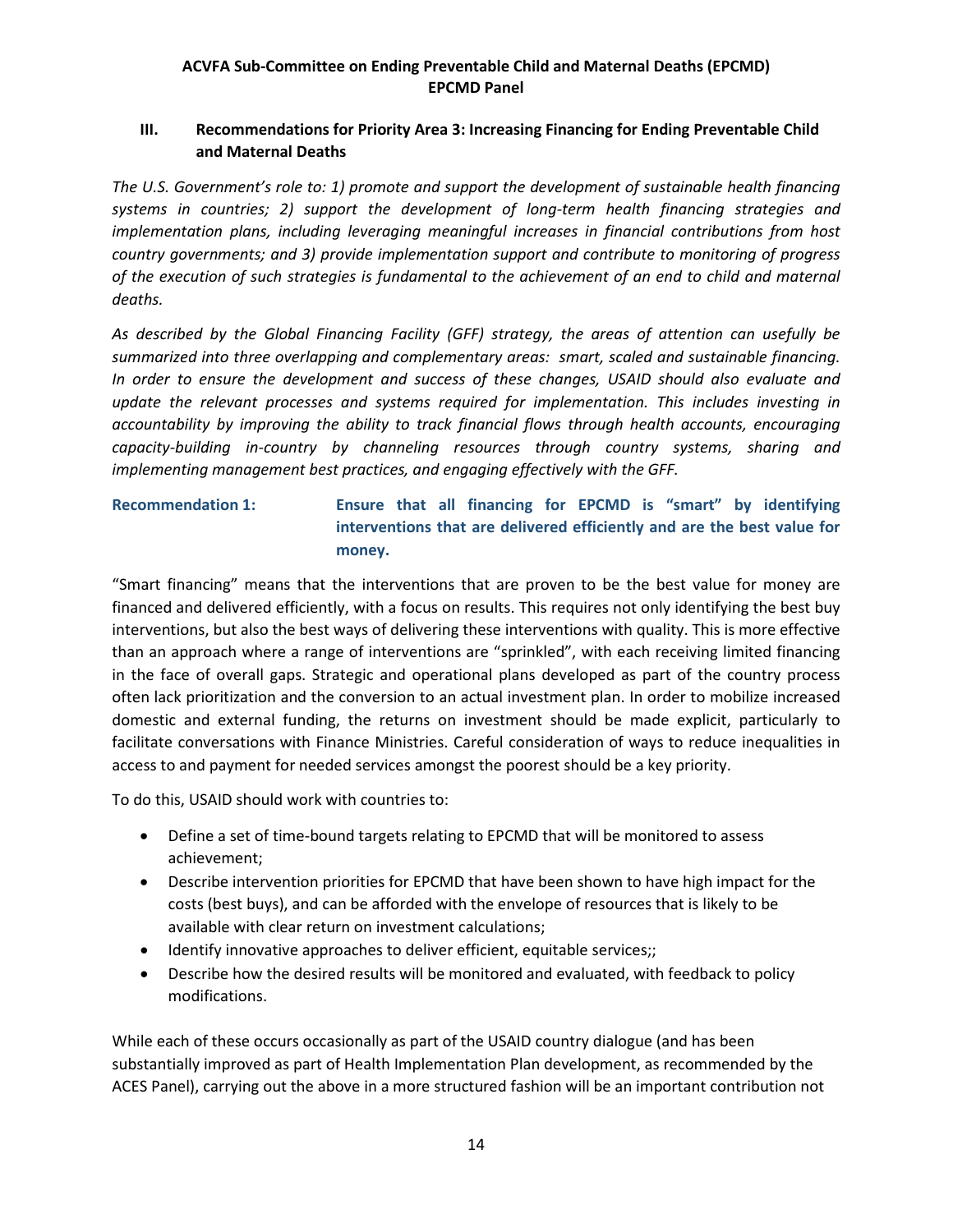## III. Recommendations for Priority Area 3: Increasing Financing for Ending Preventable Child and Maternal Deaths

*The U.S. Government's role to: 1) promote and support the development of sustainable health financing systems in countries; 2) support the development of long-term health financing strategies and implementation plans, including leveraging meaningful increases in financial contributions from host country governments; and 3) provide implementation support and contribute to monitoring of progress of the execution of such strategies is fundamental to the achievement of an end to child and maternal deaths.*

*As described by the Global Financing Facility (GFF) strategy, the areas of attention can usefully be summarized into three overlapping and complementary areas: smart, scaled and sustainable financing. In order to ensure the development and success of these changes, USAID should also evaluate and update the relevant processes and systems required for implementation. This includes investing in accountability by improving the ability to track financial flows through health accounts, encouraging capacity-building in-country by channeling resources through country systems, sharing and implementing management best practices, and engaging effectively with the GFF.*

**Recommendation 1: Ensure that all financing for EPCMD is "smart" by identifying interventions that are delivered efficiently and are the best value for money.**

"Smart financing" means that the interventions that are proven to be the best value for money are financed and delivered efficiently, with a focus on results. This requires not only identifying the best buy interventions, but also the best ways of delivering these interventions with quality. This is more effective than an approach where a range of interventions are "sprinkled", with each receiving limited financing in the face of overall gaps. Strategic and operational plans developed as part of the country process often lack prioritization and the conversion to an actual investment plan. In order to mobilize increased domestic and external funding, the returns on investment should be made explicit, particularly to facilitate conversations with Finance Ministries. Careful consideration of ways to reduce inequalities in access to and payment for needed services amongst the poorest should be a key priority.

To do this, USAID should work with countries to:

- Define a set of time-bound targets relating to EPCMD that will be monitored to assess achievement;
- Describe intervention priorities for EPCMD that have been shown to have high impact for the costs (best buys), and can be afforded with the envelope of resources that is likely to be available with clear return on investment calculations;
- Identify innovative approaches to deliver efficient, equitable services;;
- Describe how the desired results will be monitored and evaluated, with feedback to policy modifications.

While each of these occurs occasionally as part of the USAID country dialogue (and has been substantially improved as part of Health Implementation Plan development, as recommended by the ACES Panel), carrying out the above in a more structured fashion will be an important contribution not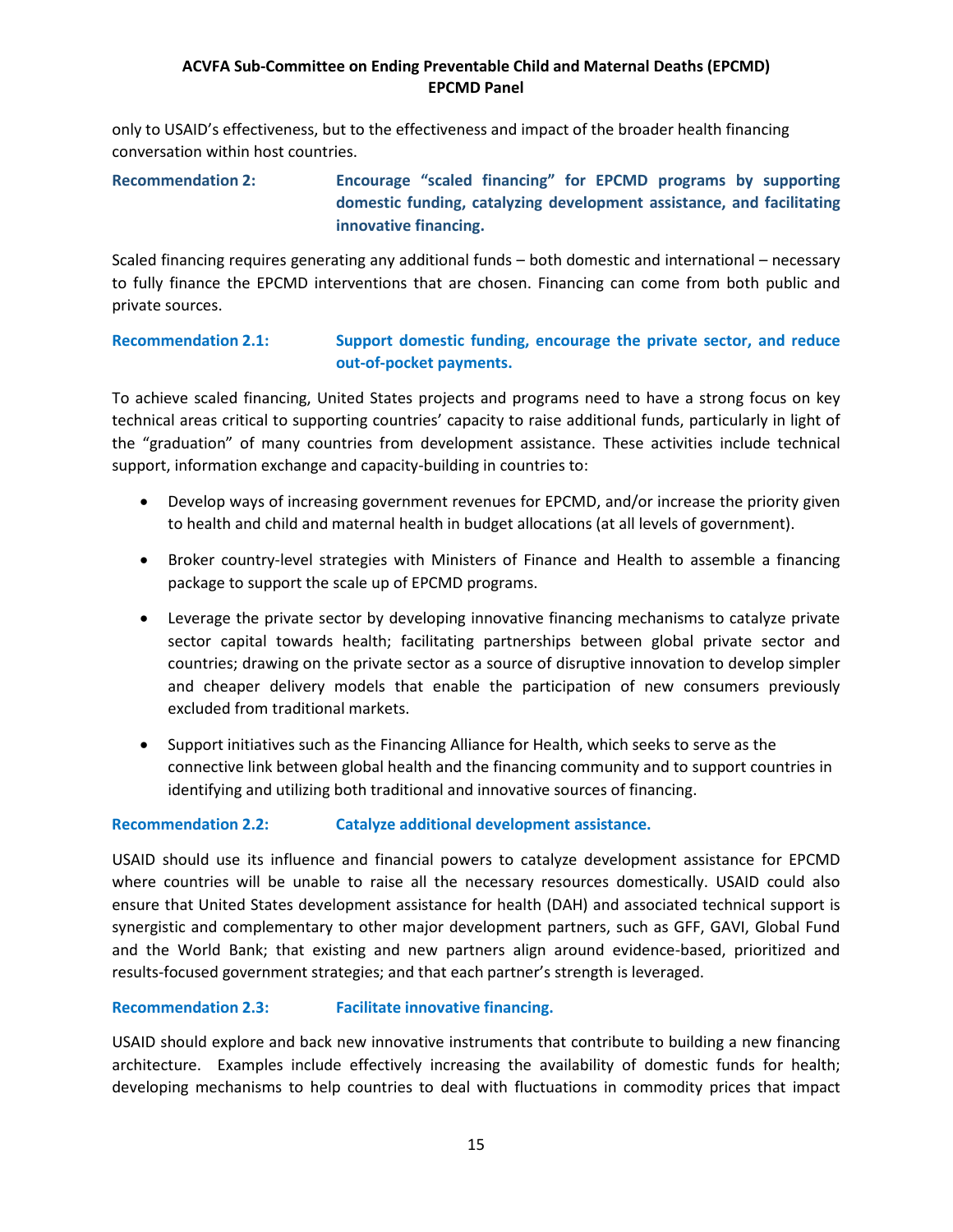only to USAID's effectiveness, but to the effectiveness and impact of the broader health financing conversation within host countries.

### Recommendation 2: Encourage "scaled financing" for EPCMD programs by supporting domestic funding, catalyzing development assistance, and facilitating innovative financing.

Scaled financing requires generating any additional funds – both domestic and international – necessary to fully finance the EPCMD interventions that are chosen. Financing can come from both public and private sources.

#### Recommendation 2.1: Support domestic funding, encourage the private sector, and reduce out-of-pocket payments.

To achieve scaled financing, United States projects and programs need to have a strong focus on key technical areas critical to supporting countries' capacity to raise additional funds, particularly in light of the "graduation" of many countries from development assistance. These activities include technical support, information exchange and capacity-building in countries to:

- Develop ways of increasing government revenues for EPCMD, and/or increase the priority given to health and child and maternal health in budget allocations (at all levels of government).
- Broker country-level strategies with Ministers of Finance and Health to assemble a financing package to support the scale up of EPCMD programs.
- Leverage the private sector by developing innovative financing mechanisms to catalyze private sector capital towards health; facilitating partnerships between global private sector and countries; drawing on the private sector as a source of disruptive innovation to develop simpler and cheaper delivery models that enable the participation of new consumers previously excluded from traditional markets.
- Support initiatives such as the Financing Alliance for Health, which seeks to serve as the connective link between global health and the financing community and to support countries in identifying and utilizing both traditional and innovative sources of financing.

#### Recommendation 2.2: Catalyze additional development assistance.

USAID should use its influence and financial powers to catalyze development assistance for EPCMD where countries will be unable to raise all the necessary resources domestically. USAID could also ensure that United States development assistance for health (DAH) and associated technical support is synergistic and complementary to other major development partners, such as GFF, GAVI, Global Fund and the World Bank; that existing and new partners align around evidence-based, prioritized and results-focused government strategies; and that each partner's strength is leveraged.

#### Recommendation 2.3: Facilitate innovative financing.

USAID should explore and back new innovative instruments that contribute to building a new financing architecture. Examples include effectively increasing the availability of domestic funds for health; developing mechanisms to help countries to deal with fluctuations in commodity prices that impact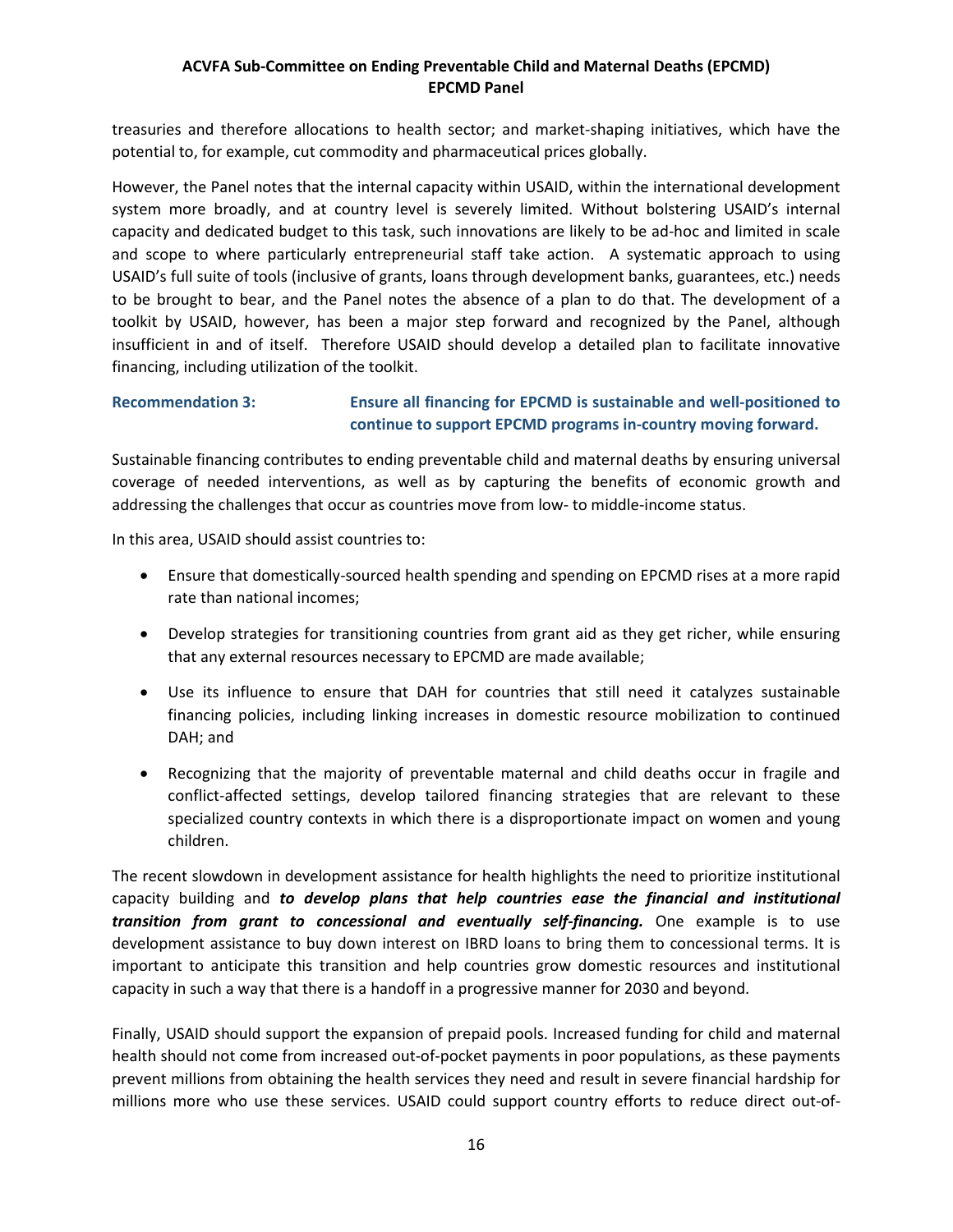treasuries and therefore allocations to health sector; and market-shaping initiatives, which have the potential to, for example, cut commodity and pharmaceutical prices globally.

However, the Panel notes that the internal capacity within USAID, within the international development system more broadly, and at country level is severely limited. Without bolstering USAID's internal capacity and dedicated budget to this task, such innovations are likely to be ad-hoc and limited in scale and scope to where particularly entrepreneurial staff take action. A systematic approach to using USAID's full suite of tools (inclusive of grants, loans through development banks, guarantees, etc.) needs to be brought to bear, and the Panel notes the absence of a plan to do that. The development of a toolkit by USAID, however, has been a major step forward and recognized by the Panel, although insufficient in and of itself. Therefore USAID should develop a detailed plan to facilitate innovative financing, including utilization of the toolkit.

### Recommendation 3: Ensure all financing for EPCMD is sustainable and well-positioned to continue to support EPCMD programs in-country moving forward.

Sustainable financing contributes to ending preventable child and maternal deaths by ensuring universal coverage of needed interventions, as well as by capturing the benefits of economic growth and addressing the challenges that occur as countries move from low- to middle-income status.

In this area, USAID should assist countries to:

- Ensure that domestically-sourced health spending and spending on EPCMD rises at a more rapid rate than national incomes;
- Develop strategies for transitioning countries from grant aid as they get richer, while ensuring that any external resources necessary to EPCMD are made available;
- Use its influence to ensure that DAH for countries that still need it catalyzes sustainable financing policies, including linking increases in domestic resource mobilization to continued DAH; and
- Recognizing that the majority of preventable maternal and child deaths occur in fragile and conflict-affected settings, develop tailored financing strategies that are relevant to these specialized country contexts in which there is a disproportionate impact on women and young children.

The recent slowdown in development assistance for health highlights the need to prioritize institutional capacity building and ***to develop plans that help countries ease the financial and institutional transition from grant to concessional and eventually self-financing.*** One example is to use development assistance to buy down interest on IBRD loans to bring them to concessional terms. It is important to anticipate this transition and help countries grow domestic resources and institutional capacity in such a way that there is a handoff in a progressive manner for 2030 and beyond.

Finally, USAID should support the expansion of prepaid pools. Increased funding for child and maternal health should not come from increased out-of-pocket payments in poor populations, as these payments prevent millions from obtaining the health services they need and result in severe financial hardship for millions more who use these services. USAID could support country efforts to reduce direct out-of-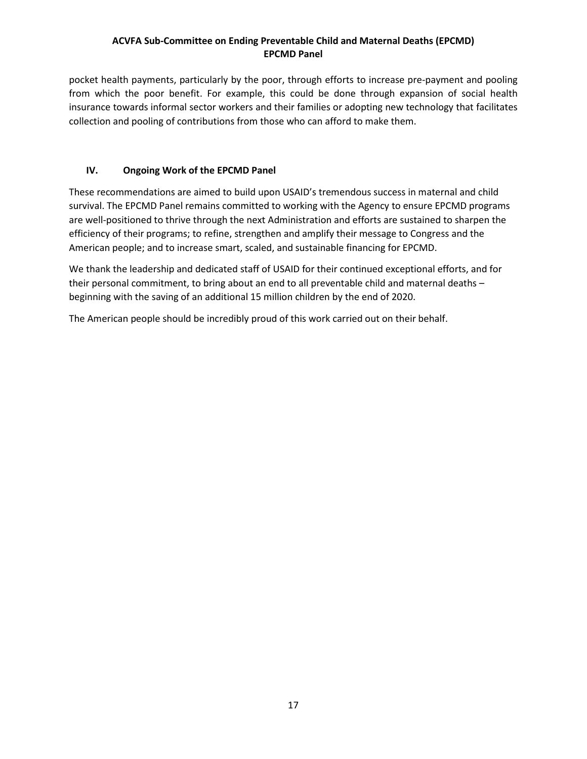pocket health payments, particularly by the poor, through efforts to increase pre-payment and pooling from which the poor benefit. For example, this could be done through expansion of social health insurance towards informal sector workers and their families or adopting new technology that facilitates collection and pooling of contributions from those who can afford to make them.

## IV. Ongoing Work of the EPCMD Panel

These recommendations are aimed to build upon USAID's tremendous success in maternal and child survival. The EPCMD Panel remains committed to working with the Agency to ensure EPCMD programs are well-positioned to thrive through the next Administration and efforts are sustained to sharpen the efficiency of their programs; to refine, strengthen and amplify their message to Congress and the American people; and to increase smart, scaled, and sustainable financing for EPCMD.

We thank the leadership and dedicated staff of USAID for their continued exceptional efforts, and for their personal commitment, to bring about an end to all preventable child and maternal deaths – beginning with the saving of an additional 15 million children by the end of 2020.

The American people should be incredibly proud of this work carried out on their behalf.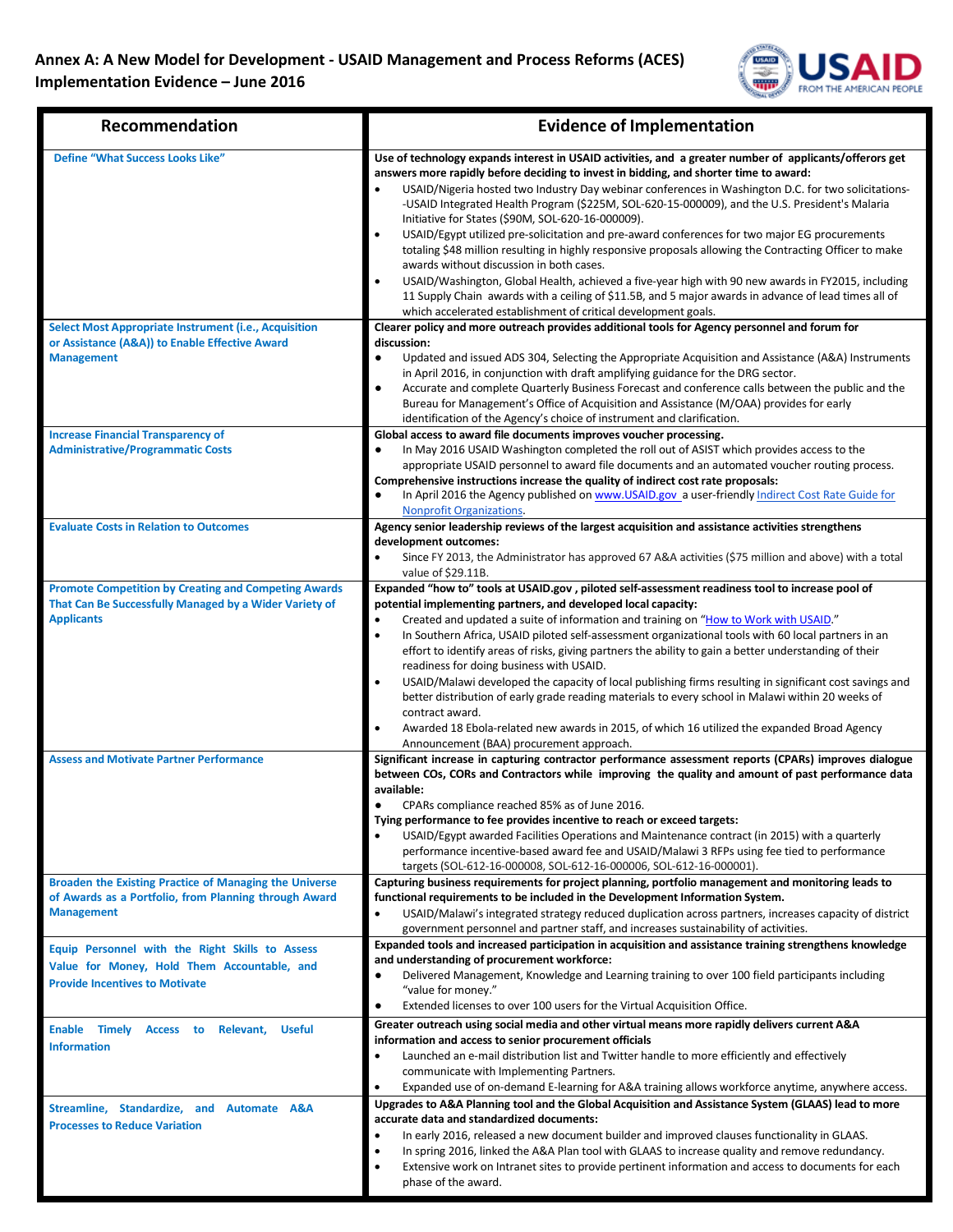**Annex A: A New Model for Development - USAID Management and Process Reforms (ACES) Implementation Evidence – June 2016**

| Recommendation | Evidence of Implementation |
|---|---|
| Define "What Success Looks Like" | **Use of technology expands interest in USAID activities, and a greater number of applicants/offerors get answers more rapidly before deciding to invest in bidding, and shorter time to award:**<br>• USAID/Nigeria hosted two Industry Day webinar conferences in Washington D.C. for two solicitations--USAID Integrated Health Program ($225M, SOL-620-15-000009), and the U.S. President's Malaria Initiative for States ($90M, SOL-620-16-000009).<br>• USAID/Egypt utilized pre-solicitation and pre-award conferences for two major EG procurements totaling $48 million resulting in highly responsive proposals allowing the Contracting Officer to make awards without discussion in both cases.<br>• USAID/Washington, Global Health, achieved a five-year high with 90 new awards in FY2015, including 11 Supply Chain awards with a ceiling of $11.5B, and 5 major awards in advance of lead times all of which accelerated establishment of critical development goals. |
| Select Most Appropriate Instrument (i.e., Acquisition or Assistance (A&A)) to Enable Effective Award Management | **Clearer policy and more outreach provides additional tools for Agency personnel and forum for discussion:**<br>• Updated and issued ADS 304, Selecting the Appropriate Acquisition and Assistance (A&A) Instruments in April 2016, in conjunction with draft amplifying guidance for the DRG sector.<br>• Accurate and complete Quarterly Business Forecast and conference calls between the public and the Bureau for Management's Office of Acquisition and Assistance (M/OAA) provides for early identification of the Agency's choice of instrument and clarification. |
| Increase Financial Transparency of Administrative/Programmatic Costs | **Global access to award file documents improves voucher processing.**<br>• In May 2016 USAID Washington completed the roll out of ASIST which provides access to the appropriate USAID personnel to award file documents and an automated voucher routing process.<br>**Comprehensive instructions increase the quality of indirect cost rate proposals:**<br>• In April 2016 the Agency published on www.USAID.gov a user-friendly Indirect Cost Rate Guide for Nonprofit Organizations. |
| Evaluate Costs in Relation to Outcomes | **Agency senior leadership reviews of the largest acquisition and assistance activities strengthens development outcomes:**<br>• Since FY 2013, the Administrator has approved 67 A&A activities ($75 million and above) with a total value of $29.11B. |
| Promote Competition by Creating and Competing Awards That Can Be Successfully Managed by a Wider Variety of Applicants | **Expanded "how to" tools at USAID.gov , piloted self-assessment readiness tool to increase pool of potential implementing partners, and developed local capacity:**<br>• Created and updated a suite of information and training on "How to Work with USAID."<br>• In Southern Africa, USAID piloted self-assessment organizational tools with 60 local partners in an effort to identify areas of risks, giving partners the ability to gain a better understanding of their readiness for doing business with USAID.<br>• USAID/Malawi developed the capacity of local publishing firms resulting in significant cost savings and better distribution of early grade reading materials to every school in Malawi within 20 weeks of contract award.<br>• Awarded 18 Ebola-related new awards in 2015, of which 16 utilized the expanded Broad Agency Announcement (BAA) procurement approach. |
| Assess and Motivate Partner Performance | **Significant increase in capturing contractor performance assessment reports (CPARs) improves dialogue between COs, CORs and Contractors while improving the quality and amount of past performance data available:**<br>• CPARs compliance reached 85% as of June 2016.<br>**Tying performance to fee provides incentive to reach or exceed targets:**<br>• USAID/Egypt awarded Facilities Operations and Maintenance contract (in 2015) with a quarterly performance incentive-based award fee and USAID/Malawi 3 RFPs using fee tied to performance targets (SOL-612-16-000008, SOL-612-16-000006, SOL-612-16-000001). |
| Broaden the Existing Practice of Managing the Universe of Awards as a Portfolio, from Planning through Award Management | **Capturing business requirements for project planning, portfolio management and monitoring leads to functional requirements to be included in the Development Information System.**<br>• USAID/Malawi's integrated strategy reduced duplication across partners, increases capacity of district government personnel and partner staff, and increases sustainability of activities. |
| Equip Personnel with the Right Skills to Assess Value for Money, Hold Them Accountable, and Provide Incentives to Motivate | **Expanded tools and increased participation in acquisition and assistance training strengthens knowledge and understanding of procurement workforce:**<br>• Delivered Management, Knowledge and Learning training to over 100 field participants including "value for money."<br>• Extended licenses to over 100 users for the Virtual Acquisition Office. |
| Enable Timely Access to Relevant, Useful Information | **Greater outreach using social media and other virtual means more rapidly delivers current A&A information and access to senior procurement officials**<br>• Launched an e-mail distribution list and Twitter handle to more efficiently and effectively communicate with Implementing Partners.<br>• Expanded use of on-demand E-learning for A&A training allows workforce anytime, anywhere access. |
| Streamline, Standardize, and Automate A&A Processes to Reduce Variation | **Upgrades to A&A Planning tool and the Global Acquisition and Assistance System (GLAAS) lead to more accurate data and standardized documents:**<br>• In early 2016, released a new document builder and improved clauses functionality in GLAAS.<br>• In spring 2016, linked the A&A Plan tool with GLAAS to increase quality and remove redundancy.<br>• Extensive work on Intranet sites to provide pertinent information and access to documents for each phase of the award. |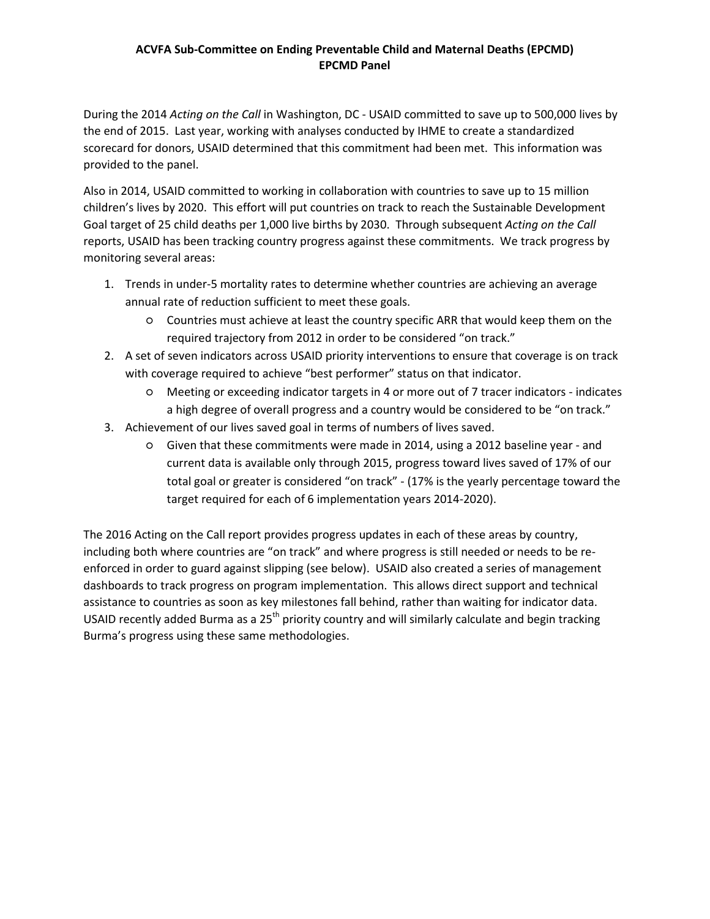**ACVFA Sub-Committee on Ending Preventable Child and Maternal Deaths (EPCMD)**
**EPCMD Panel**

During the 2014 *Acting on the Call* in Washington, DC - USAID committed to save up to 500,000 lives by the end of 2015. Last year, working with analyses conducted by IHME to create a standardized scorecard for donors, USAID determined that this commitment had been met. This information was provided to the panel.

Also in 2014, USAID committed to working in collaboration with countries to save up to 15 million children's lives by 2020. This effort will put countries on track to reach the Sustainable Development Goal target of 25 child deaths per 1,000 live births by 2030. Through subsequent *Acting on the Call* reports, USAID has been tracking country progress against these commitments. We track progress by monitoring several areas:

1. Trends in under-5 mortality rates to determine whether countries are achieving an average annual rate of reduction sufficient to meet these goals.
   - Countries must achieve at least the country specific ARR that would keep them on the required trajectory from 2012 in order to be considered "on track."
2. A set of seven indicators across USAID priority interventions to ensure that coverage is on track with coverage required to achieve "best performer" status on that indicator.
   - Meeting or exceeding indicator targets in 4 or more out of 7 tracer indicators - indicates a high degree of overall progress and a country would be considered to be "on track."
3. Achievement of our lives saved goal in terms of numbers of lives saved.
   - Given that these commitments were made in 2014, using a 2012 baseline year - and current data is available only through 2015, progress toward lives saved of 17% of our total goal or greater is considered "on track" - (17% is the yearly percentage toward the target required for each of 6 implementation years 2014-2020).

The 2016 Acting on the Call report provides progress updates in each of these areas by country, including both where countries are "on track" and where progress is still needed or needs to be re-enforced in order to guard against slipping (see below). USAID also created a series of management dashboards to track progress on program implementation. This allows direct support and technical assistance to countries as soon as key milestones fall behind, rather than waiting for indicator data. USAID recently added Burma as a 25th priority country and will similarly calculate and begin tracking Burma's progress using these same methodologies.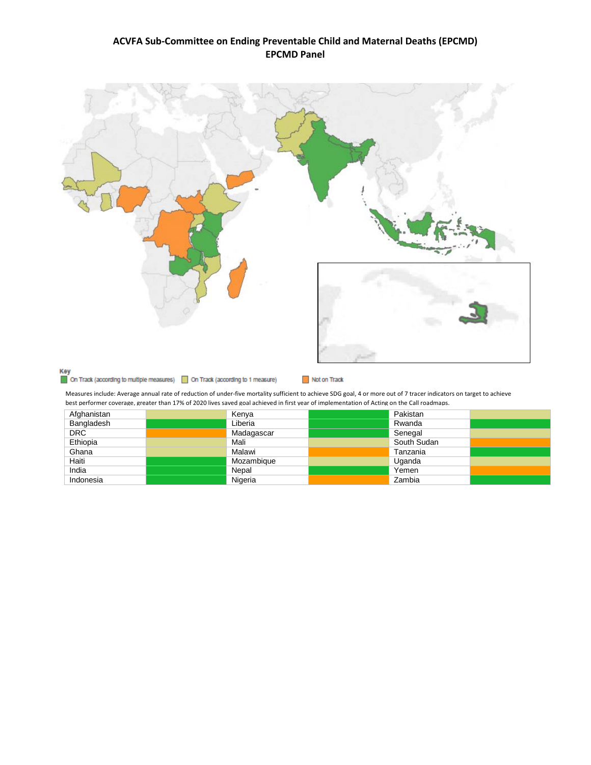**ACVFA Sub-Committee on Ending Preventable Child and Maternal Deaths (EPCMD)**
**EPCMD Panel**

Key

On Track (according to multiple measures)

On Track (according to 1 measure)

Not on Track

Measures include: Average annual rate of reduction of under-five mortality sufficient to achieve SDG goal, 4 or more out of 7 tracer indicators on target to achieve best performer coverage, greater than 17% of 2020 lives saved goal achieved in first year of implementation of Acting on the Call roadmaps.

| | | | | | |
|---|---|---|---|---|---|
| Afghanistan | On Track (according to 1 measure) | Kenya | On Track (according to multiple measures) | Pakistan | On Track (according to 1 measure) |
| Bangladesh | On Track (according to multiple measures) | Liberia | On Track (according to multiple measures) | Rwanda | On Track (according to multiple measures) |
| DRC | Not on Track | Madagascar | On Track (according to multiple measures) | Senegal | On Track (according to 1 measure) |
| Ethiopia | On Track (according to 1 measure) | Mali | On Track (according to 1 measure) | South Sudan | Not on Track |
| Ghana | On Track (according to 1 measure) | Malawi | Not on Track | Tanzania | On Track (according to multiple measures) |
| Haiti | On Track (according to multiple measures) | Mozambique | On Track (according to 1 measure) | Uganda | On Track (according to 1 measure) |
| India | On Track (according to multiple measures) | Nepal | On Track (according to multiple measures) | Yemen | Not on Track |
| Indonesia | On Track (according to multiple measures) | Nigeria | Not on Track | Zambia | On Track (according to multiple measures) |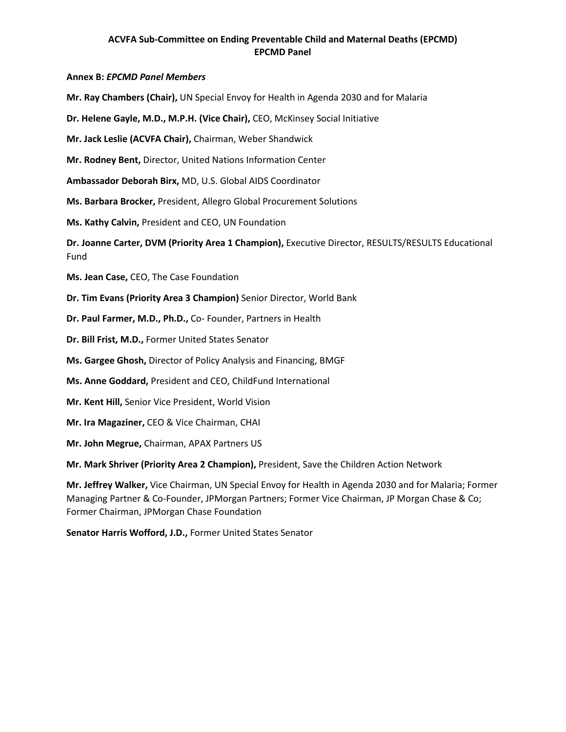**ACVFA Sub-Committee on Ending Preventable Child and Maternal Deaths (EPCMD)**
**EPCMD Panel**

**Annex B:** ***EPCMD Panel Members***

**Mr. Ray Chambers (Chair),** UN Special Envoy for Health in Agenda 2030 and for Malaria

**Dr. Helene Gayle, M.D., M.P.H. (Vice Chair),** CEO, McKinsey Social Initiative

**Mr. Jack Leslie (ACVFA Chair),** Chairman, Weber Shandwick

**Mr. Rodney Bent,** Director, United Nations Information Center

**Ambassador Deborah Birx,** MD, U.S. Global AIDS Coordinator

**Ms. Barbara Brocker,** President, Allegro Global Procurement Solutions

**Ms. Kathy Calvin,** President and CEO, UN Foundation

**Dr. Joanne Carter, DVM (Priority Area 1 Champion),** Executive Director, RESULTS/RESULTS Educational Fund

**Ms. Jean Case,** CEO, The Case Foundation

**Dr. Tim Evans (Priority Area 3 Champion)** Senior Director, World Bank

**Dr. Paul Farmer, M.D., Ph.D.,** Co- Founder, Partners in Health

**Dr. Bill Frist, M.D.,** Former United States Senator

**Ms. Gargee Ghosh,** Director of Policy Analysis and Financing, BMGF

**Ms. Anne Goddard,** President and CEO, ChildFund International

**Mr. Kent Hill,** Senior Vice President, World Vision

**Mr. Ira Magaziner,** CEO & Vice Chairman, CHAI

**Mr. John Megrue,** Chairman, APAX Partners US

**Mr. Mark Shriver (Priority Area 2 Champion),** President, Save the Children Action Network

**Mr. Jeffrey Walker,** Vice Chairman, UN Special Envoy for Health in Agenda 2030 and for Malaria; Former Managing Partner & Co-Founder, JPMorgan Partners; Former Vice Chairman, JP Morgan Chase & Co; Former Chairman, JPMorgan Chase Foundation

**Senator Harris Wofford, J.D.,** Former United States Senator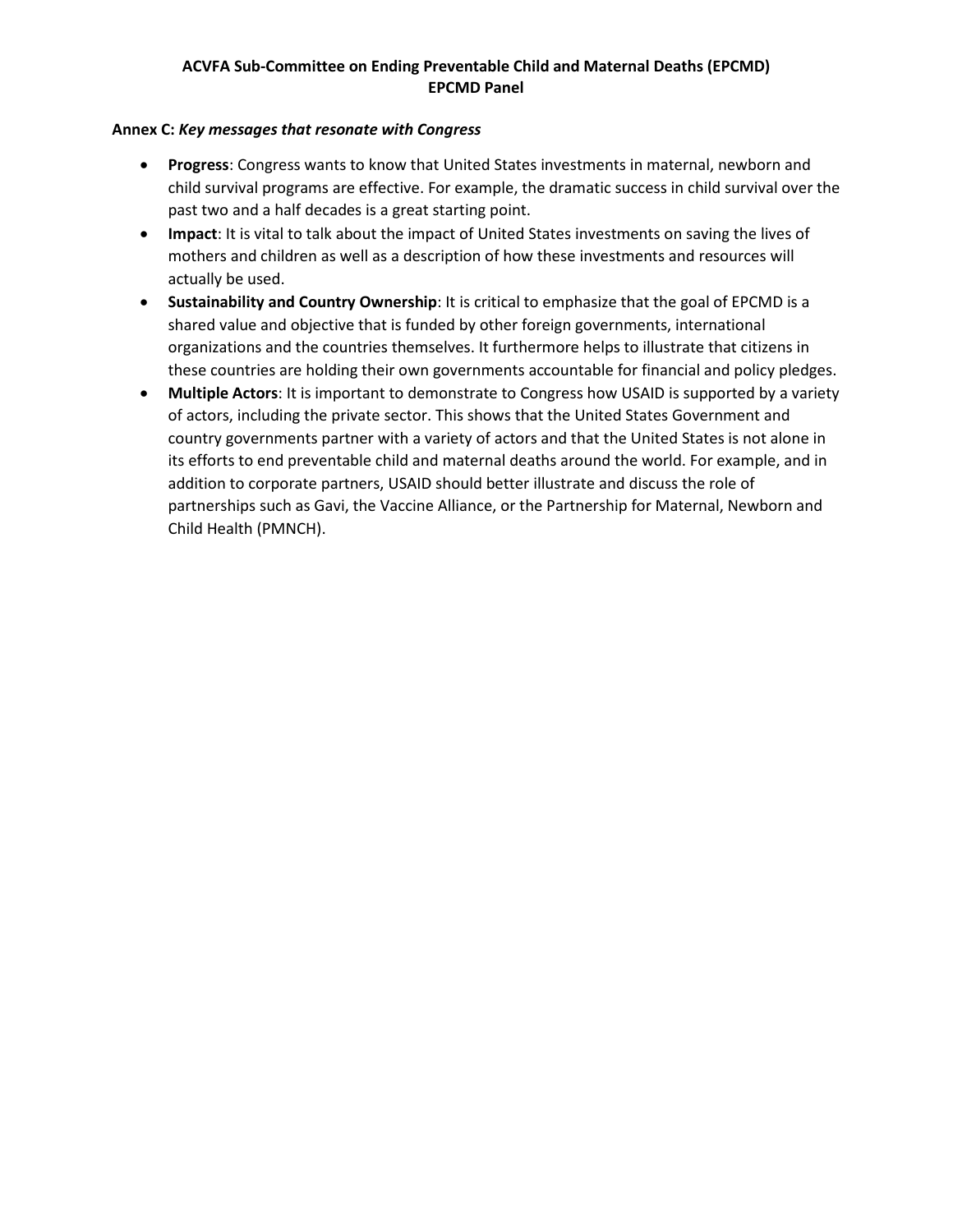**ACVFA Sub-Committee on Ending Preventable Child and Maternal Deaths (EPCMD)**
**EPCMD Panel**

**Annex C:** ***Key messages that resonate with Congress***

- **Progress**: Congress wants to know that United States investments in maternal, newborn and child survival programs are effective. For example, the dramatic success in child survival over the past two and a half decades is a great starting point.
- **Impact**: It is vital to talk about the impact of United States investments on saving the lives of mothers and children as well as a description of how these investments and resources will actually be used.
- **Sustainability and Country Ownership**: It is critical to emphasize that the goal of EPCMD is a shared value and objective that is funded by other foreign governments, international organizations and the countries themselves. It furthermore helps to illustrate that citizens in these countries are holding their own governments accountable for financial and policy pledges.
- **Multiple Actors**: It is important to demonstrate to Congress how USAID is supported by a variety of actors, including the private sector. This shows that the United States Government and country governments partner with a variety of actors and that the United States is not alone in its efforts to end preventable child and maternal deaths around the world. For example, and in addition to corporate partners, USAID should better illustrate and discuss the role of partnerships such as Gavi, the Vaccine Alliance, or the Partnership for Maternal, Newborn and Child Health (PMNCH).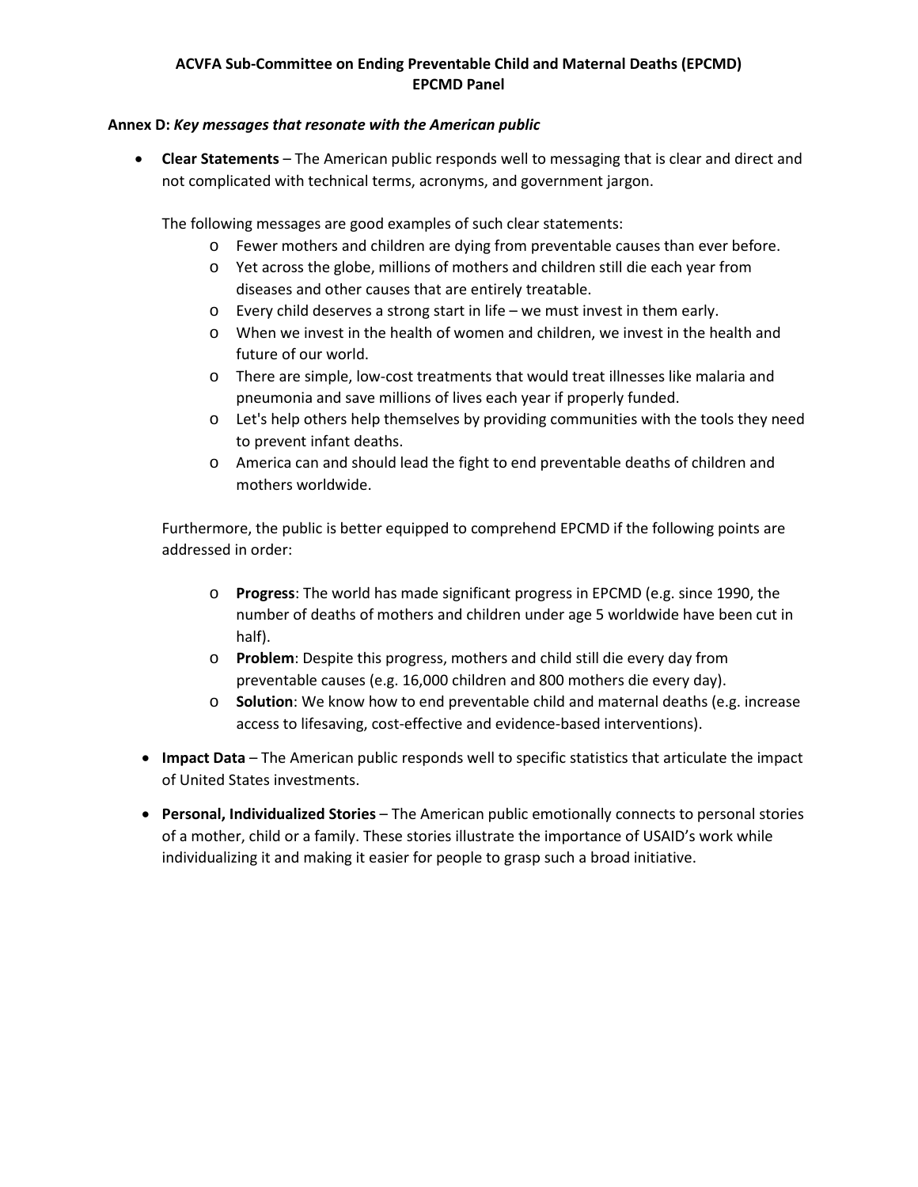**ACVFA Sub-Committee on Ending Preventable Child and Maternal Deaths (EPCMD)**
**EPCMD Panel**

**Annex D:** ***Key messages that resonate with the American public***

- **Clear Statements** – The American public responds well to messaging that is clear and direct and not complicated with technical terms, acronyms, and government jargon.

  The following messages are good examples of such clear statements:
    - Fewer mothers and children are dying from preventable causes than ever before.
    - Yet across the globe, millions of mothers and children still die each year from diseases and other causes that are entirely treatable.
    - Every child deserves a strong start in life – we must invest in them early.
    - When we invest in the health of women and children, we invest in the health and future of our world.
    - There are simple, low-cost treatments that would treat illnesses like malaria and pneumonia and save millions of lives each year if properly funded.
    - Let's help others help themselves by providing communities with the tools they need to prevent infant deaths.
    - America can and should lead the fight to end preventable deaths of children and mothers worldwide.

  Furthermore, the public is better equipped to comprehend EPCMD if the following points are addressed in order:

    - **Progress**: The world has made significant progress in EPCMD (e.g. since 1990, the number of deaths of mothers and children under age 5 worldwide have been cut in half).
    - **Problem**: Despite this progress, mothers and child still die every day from preventable causes (e.g. 16,000 children and 800 mothers die every day).
    - **Solution**: We know how to end preventable child and maternal deaths (e.g. increase access to lifesaving, cost-effective and evidence-based interventions).

- **Impact Data** – The American public responds well to specific statistics that articulate the impact of United States investments.

- **Personal, Individualized Stories** – The American public emotionally connects to personal stories of a mother, child or a family. These stories illustrate the importance of USAID's work while individualizing it and making it easier for people to grasp such a broad initiative.